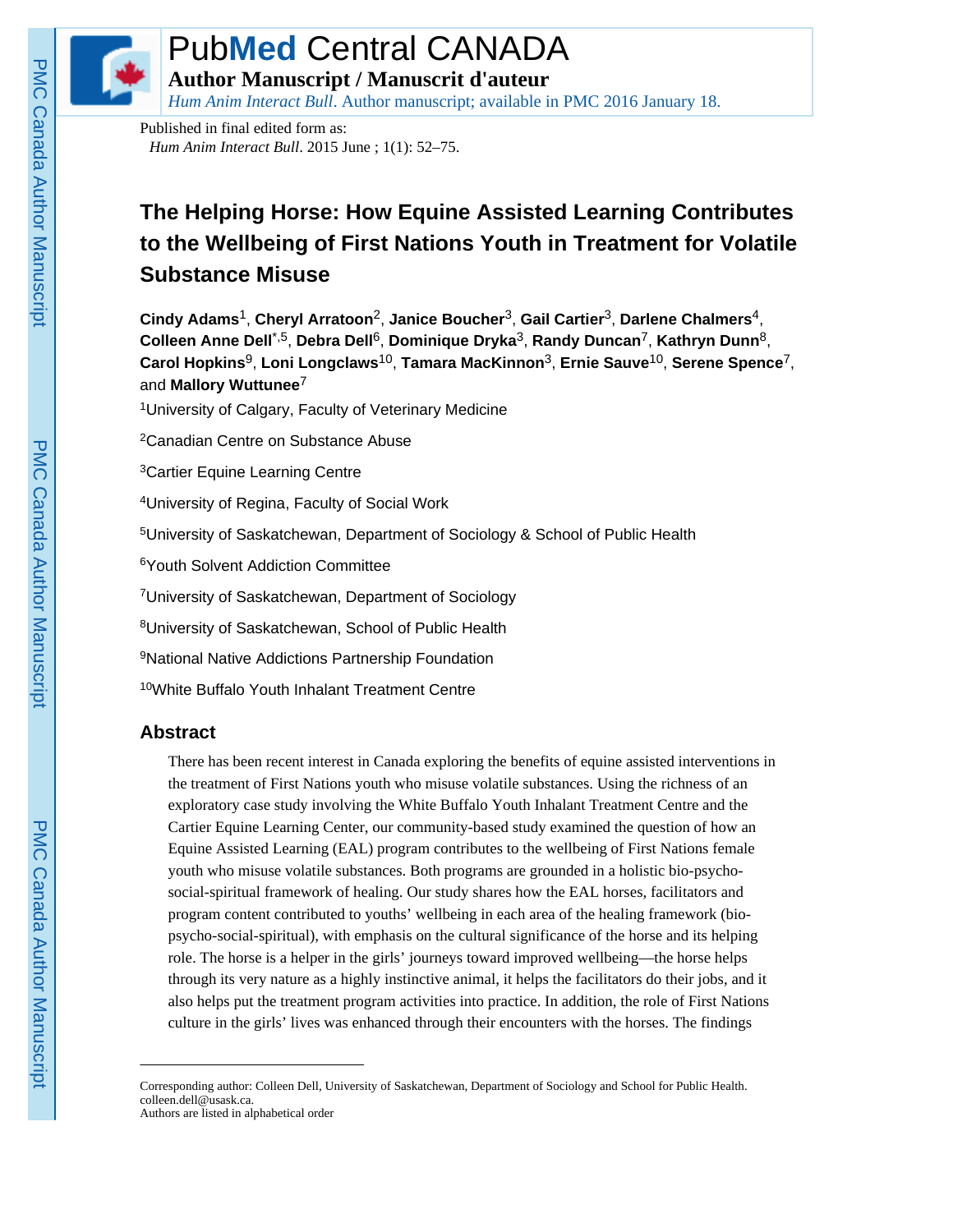Published in final edited form as:

*Hum Anim Interact Bull*. 2015 June ; 1(1): 52–75.

# The Helping Horse: How Equine Assisted Learning Contributes to the Wellbeing of First Nations Youth in Treatment for Volatile Substance Misuse

**Cindy Adams**[1], **Cheryl Arratoon**[2], **Janice Boucher**[3], **Gail Cartier**[3], **Darlene Chalmers**[4], **Colleen Anne Dell**[*,5], **Debra Dell**[6], **Dominique Dryka**[3], **Randy Duncan**[7], **Kathryn Dunn**[8], **Carol Hopkins**[9], **Loni Longclaws**[10], **Tamara MacKinnon**[3], **Ernie Sauve**[10], **Serene Spence**[7], and **Mallory Wuttunee**[7]

[1]University of Calgary, Faculty of Veterinary Medicine

[2]Canadian Centre on Substance Abuse

[3]Cartier Equine Learning Centre

[4]University of Regina, Faculty of Social Work

[5]University of Saskatchewan, Department of Sociology & School of Public Health

[6]Youth Solvent Addiction Committee

[7]University of Saskatchewan, Department of Sociology

[8]University of Saskatchewan, School of Public Health

[9]National Native Addictions Partnership Foundation

[10]White Buffalo Youth Inhalant Treatment Centre

## Abstract

There has been recent interest in Canada exploring the benefits of equine assisted interventions in the treatment of First Nations youth who misuse volatile substances. Using the richness of an exploratory case study involving the White Buffalo Youth Inhalant Treatment Centre and the Cartier Equine Learning Center, our community-based study examined the question of how an Equine Assisted Learning (EAL) program contributes to the wellbeing of First Nations female youth who misuse volatile substances. Both programs are grounded in a holistic bio-psycho-social-spiritual framework of healing. Our study shares how the EAL horses, facilitators and program content contributed to youths' wellbeing in each area of the healing framework (bio-psycho-social-spiritual), with emphasis on the cultural significance of the horse and its helping role. The horse is a helper in the girls' journeys toward improved wellbeing—the horse helps through its very nature as a highly instinctive animal, it helps the facilitators do their jobs, and it also helps put the treatment program activities into practice. In addition, the role of First Nations culture in the girls' lives was enhanced through their encounters with the horses. The findings

---

Corresponding author: Colleen Dell, University of Saskatchewan, Department of Sociology and School for Public Health. colleen.dell@usask.ca.

Authors are listed in alphabetical order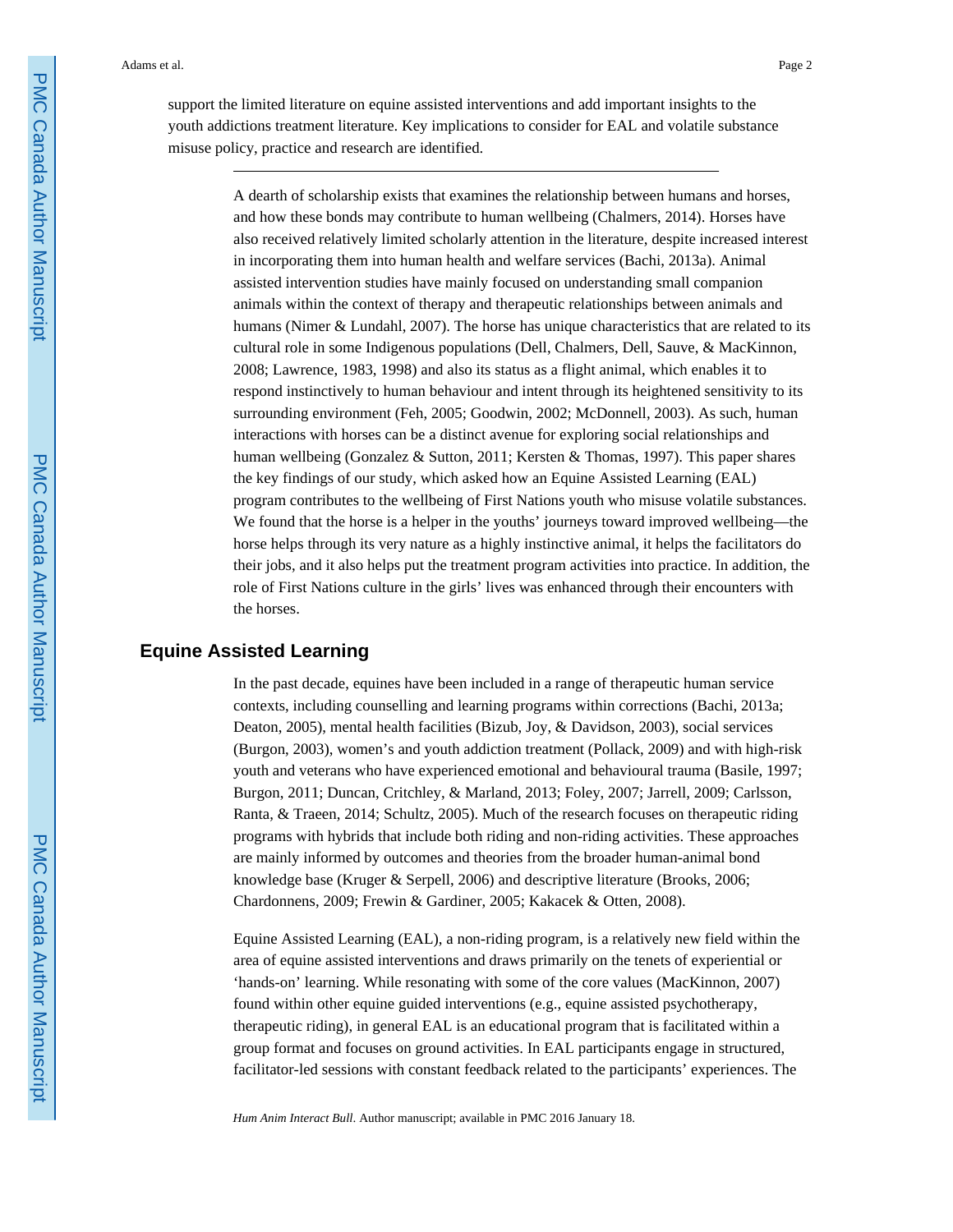support the limited literature on equine assisted interventions and add important insights to the youth addictions treatment literature. Key implications to consider for EAL and volatile substance misuse policy, practice and research are identified.

---

A dearth of scholarship exists that examines the relationship between humans and horses, and how these bonds may contribute to human wellbeing (Chalmers, 2014). Horses have also received relatively limited scholarly attention in the literature, despite increased interest in incorporating them into human health and welfare services (Bachi, 2013a). Animal assisted intervention studies have mainly focused on understanding small companion animals within the context of therapy and therapeutic relationships between animals and humans (Nimer & Lundahl, 2007). The horse has unique characteristics that are related to its cultural role in some Indigenous populations (Dell, Chalmers, Dell, Sauve, & MacKinnon, 2008; Lawrence, 1983, 1998) and also its status as a flight animal, which enables it to respond instinctively to human behaviour and intent through its heightened sensitivity to its surrounding environment (Feh, 2005; Goodwin, 2002; McDonnell, 2003). As such, human interactions with horses can be a distinct avenue for exploring social relationships and human wellbeing (Gonzalez & Sutton, 2011; Kersten & Thomas, 1997). This paper shares the key findings of our study, which asked how an Equine Assisted Learning (EAL) program contributes to the wellbeing of First Nations youth who misuse volatile substances. We found that the horse is a helper in the youths' journeys toward improved wellbeing—the horse helps through its very nature as a highly instinctive animal, it helps the facilitators do their jobs, and it also helps put the treatment program activities into practice. In addition, the role of First Nations culture in the girls' lives was enhanced through their encounters with the horses.

## Equine Assisted Learning

In the past decade, equines have been included in a range of therapeutic human service contexts, including counselling and learning programs within corrections (Bachi, 2013a; Deaton, 2005), mental health facilities (Bizub, Joy, & Davidson, 2003), social services (Burgon, 2003), women's and youth addiction treatment (Pollack, 2009) and with high-risk youth and veterans who have experienced emotional and behavioural trauma (Basile, 1997; Burgon, 2011; Duncan, Critchley, & Marland, 2013; Foley, 2007; Jarrell, 2009; Carlsson, Ranta, & Traeen, 2014; Schultz, 2005). Much of the research focuses on therapeutic riding programs with hybrids that include both riding and non-riding activities. These approaches are mainly informed by outcomes and theories from the broader human-animal bond knowledge base (Kruger & Serpell, 2006) and descriptive literature (Brooks, 2006; Chardonnens, 2009; Frewin & Gardiner, 2005; Kakacek & Otten, 2008).

Equine Assisted Learning (EAL), a non-riding program, is a relatively new field within the area of equine assisted interventions and draws primarily on the tenets of experiential or 'hands-on' learning. While resonating with some of the core values (MacKinnon, 2007) found within other equine guided interventions (e.g., equine assisted psychotherapy, therapeutic riding), in general EAL is an educational program that is facilitated within a group format and focuses on ground activities. In EAL participants engage in structured, facilitator-led sessions with constant feedback related to the participants' experiences. The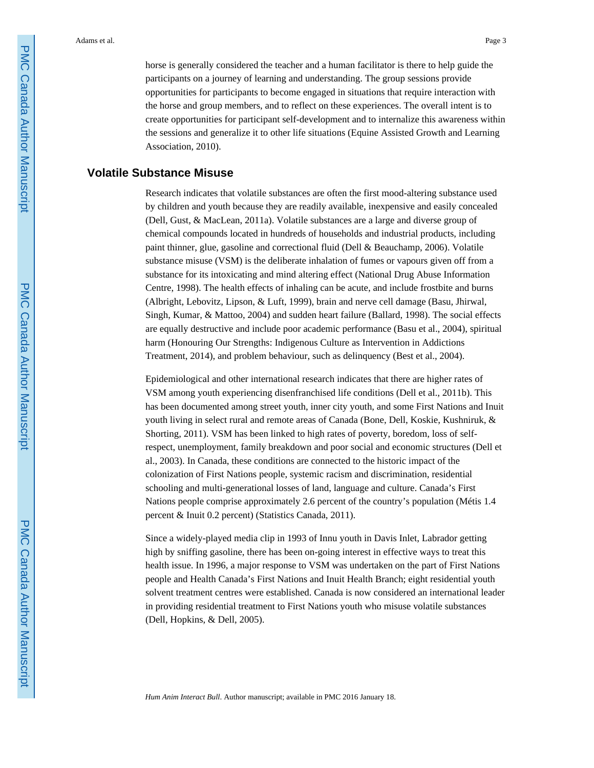horse is generally considered the teacher and a human facilitator is there to help guide the participants on a journey of learning and understanding. The group sessions provide opportunities for participants to become engaged in situations that require interaction with the horse and group members, and to reflect on these experiences. The overall intent is to create opportunities for participant self-development and to internalize this awareness within the sessions and generalize it to other life situations (Equine Assisted Growth and Learning Association, 2010).

## Volatile Substance Misuse

Research indicates that volatile substances are often the first mood-altering substance used by children and youth because they are readily available, inexpensive and easily concealed (Dell, Gust, & MacLean, 2011a). Volatile substances are a large and diverse group of chemical compounds located in hundreds of households and industrial products, including paint thinner, glue, gasoline and correctional fluid (Dell & Beauchamp, 2006). Volatile substance misuse (VSM) is the deliberate inhalation of fumes or vapours given off from a substance for its intoxicating and mind altering effect (National Drug Abuse Information Centre, 1998). The health effects of inhaling can be acute, and include frostbite and burns (Albright, Lebovitz, Lipson, & Luft, 1999), brain and nerve cell damage (Basu, Jhirwal, Singh, Kumar, & Mattoo, 2004) and sudden heart failure (Ballard, 1998). The social effects are equally destructive and include poor academic performance (Basu et al., 2004), spiritual harm (Honouring Our Strengths: Indigenous Culture as Intervention in Addictions Treatment, 2014), and problem behaviour, such as delinquency (Best et al., 2004).

Epidemiological and other international research indicates that there are higher rates of VSM among youth experiencing disenfranchised life conditions (Dell et al., 2011b). This has been documented among street youth, inner city youth, and some First Nations and Inuit youth living in select rural and remote areas of Canada (Bone, Dell, Koskie, Kushniruk, & Shorting, 2011). VSM has been linked to high rates of poverty, boredom, loss of self-respect, unemployment, family breakdown and poor social and economic structures (Dell et al., 2003). In Canada, these conditions are connected to the historic impact of the colonization of First Nations people, systemic racism and discrimination, residential schooling and multi-generational losses of land, language and culture. Canada's First Nations people comprise approximately 2.6 percent of the country's population (Métis 1.4 percent & Inuit 0.2 percent) (Statistics Canada, 2011).

Since a widely-played media clip in 1993 of Innu youth in Davis Inlet, Labrador getting high by sniffing gasoline, there has been on-going interest in effective ways to treat this health issue. In 1996, a major response to VSM was undertaken on the part of First Nations people and Health Canada's First Nations and Inuit Health Branch; eight residential youth solvent treatment centres were established. Canada is now considered an international leader in providing residential treatment to First Nations youth who misuse volatile substances (Dell, Hopkins, & Dell, 2005).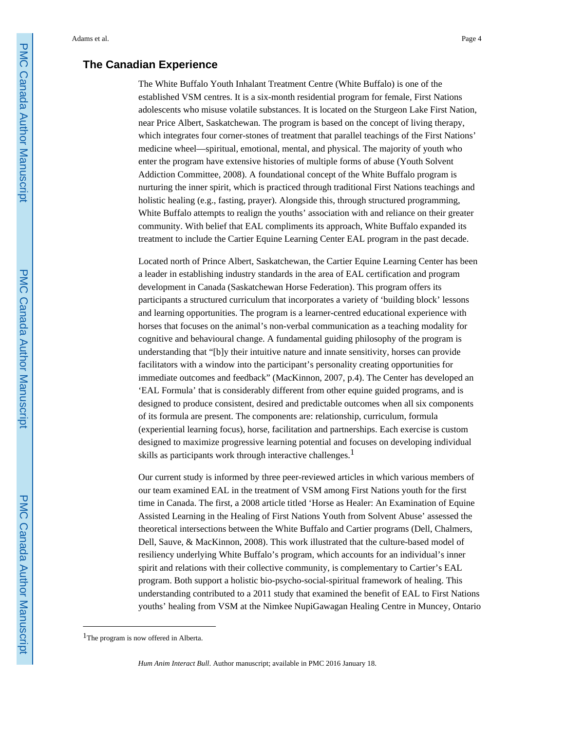## The Canadian Experience

The White Buffalo Youth Inhalant Treatment Centre (White Buffalo) is one of the established VSM centres. It is a six-month residential program for female, First Nations adolescents who misuse volatile substances. It is located on the Sturgeon Lake First Nation, near Price Albert, Saskatchewan. The program is based on the concept of living therapy, which integrates four corner-stones of treatment that parallel teachings of the First Nations' medicine wheel—spiritual, emotional, mental, and physical. The majority of youth who enter the program have extensive histories of multiple forms of abuse (Youth Solvent Addiction Committee, 2008). A foundational concept of the White Buffalo program is nurturing the inner spirit, which is practiced through traditional First Nations teachings and holistic healing (e.g., fasting, prayer). Alongside this, through structured programming, White Buffalo attempts to realign the youths' association with and reliance on their greater community. With belief that EAL compliments its approach, White Buffalo expanded its treatment to include the Cartier Equine Learning Center EAL program in the past decade.

Located north of Prince Albert, Saskatchewan, the Cartier Equine Learning Center has been a leader in establishing industry standards in the area of EAL certification and program development in Canada (Saskatchewan Horse Federation). This program offers its participants a structured curriculum that incorporates a variety of 'building block' lessons and learning opportunities. The program is a learner-centred educational experience with horses that focuses on the animal's non-verbal communication as a teaching modality for cognitive and behavioural change. A fundamental guiding philosophy of the program is understanding that "[b]y their intuitive nature and innate sensitivity, horses can provide facilitators with a window into the participant's personality creating opportunities for immediate outcomes and feedback" (MacKinnon, 2007, p.4). The Center has developed an 'EAL Formula' that is considerably different from other equine guided programs, and is designed to produce consistent, desired and predictable outcomes when all six components of its formula are present. The components are: relationship, curriculum, formula (experiential learning focus), horse, facilitation and partnerships. Each exercise is custom designed to maximize progressive learning potential and focuses on developing individual skills as participants work through interactive challenges.[1]

Our current study is informed by three peer-reviewed articles in which various members of our team examined EAL in the treatment of VSM among First Nations youth for the first time in Canada. The first, a 2008 article titled 'Horse as Healer: An Examination of Equine Assisted Learning in the Healing of First Nations Youth from Solvent Abuse' assessed the theoretical intersections between the White Buffalo and Cartier programs (Dell, Chalmers, Dell, Sauve, & MacKinnon, 2008). This work illustrated that the culture-based model of resiliency underlying White Buffalo's program, which accounts for an individual's inner spirit and relations with their collective community, is complementary to Cartier's EAL program. Both support a holistic bio-psycho-social-spiritual framework of healing. This understanding contributed to a 2011 study that examined the benefit of EAL to First Nations youths' healing from VSM at the Nimkee NupiGawagan Healing Centre in Muncey, Ontario

---

[1] The program is now offered in Alberta.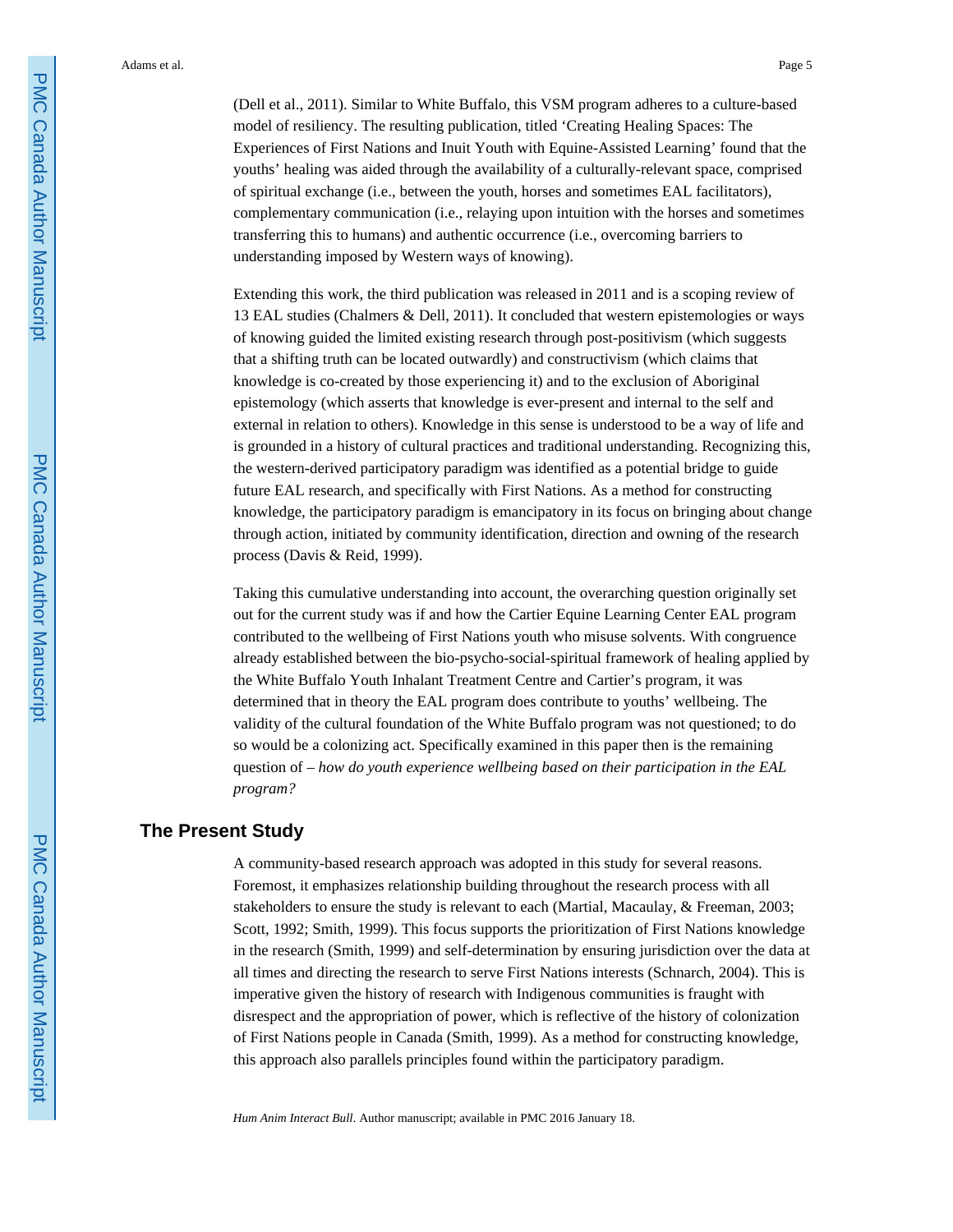(Dell et al., 2011). Similar to White Buffalo, this VSM program adheres to a culture-based model of resiliency. The resulting publication, titled 'Creating Healing Spaces: The Experiences of First Nations and Inuit Youth with Equine-Assisted Learning' found that the youths' healing was aided through the availability of a culturally-relevant space, comprised of spiritual exchange (i.e., between the youth, horses and sometimes EAL facilitators), complementary communication (i.e., relaying upon intuition with the horses and sometimes transferring this to humans) and authentic occurrence (i.e., overcoming barriers to understanding imposed by Western ways of knowing).

Extending this work, the third publication was released in 2011 and is a scoping review of 13 EAL studies (Chalmers & Dell, 2011). It concluded that western epistemologies or ways of knowing guided the limited existing research through post-positivism (which suggests that a shifting truth can be located outwardly) and constructivism (which claims that knowledge is co-created by those experiencing it) and to the exclusion of Aboriginal epistemology (which asserts that knowledge is ever-present and internal to the self and external in relation to others). Knowledge in this sense is understood to be a way of life and is grounded in a history of cultural practices and traditional understanding. Recognizing this, the western-derived participatory paradigm was identified as a potential bridge to guide future EAL research, and specifically with First Nations. As a method for constructing knowledge, the participatory paradigm is emancipatory in its focus on bringing about change through action, initiated by community identification, direction and owning of the research process (Davis & Reid, 1999).

Taking this cumulative understanding into account, the overarching question originally set out for the current study was if and how the Cartier Equine Learning Center EAL program contributed to the wellbeing of First Nations youth who misuse solvents. With congruence already established between the bio-psycho-social-spiritual framework of healing applied by the White Buffalo Youth Inhalant Treatment Centre and Cartier's program, it was determined that in theory the EAL program does contribute to youths' wellbeing. The validity of the cultural foundation of the White Buffalo program was not questioned; to do so would be a colonizing act. Specifically examined in this paper then is the remaining question of – *how do youth experience wellbeing based on their participation in the EAL program?*

## The Present Study

A community-based research approach was adopted in this study for several reasons. Foremost, it emphasizes relationship building throughout the research process with all stakeholders to ensure the study is relevant to each (Martial, Macaulay, & Freeman, 2003; Scott, 1992; Smith, 1999). This focus supports the prioritization of First Nations knowledge in the research (Smith, 1999) and self-determination by ensuring jurisdiction over the data at all times and directing the research to serve First Nations interests (Schnarch, 2004). This is imperative given the history of research with Indigenous communities is fraught with disrespect and the appropriation of power, which is reflective of the history of colonization of First Nations people in Canada (Smith, 1999). As a method for constructing knowledge, this approach also parallels principles found within the participatory paradigm.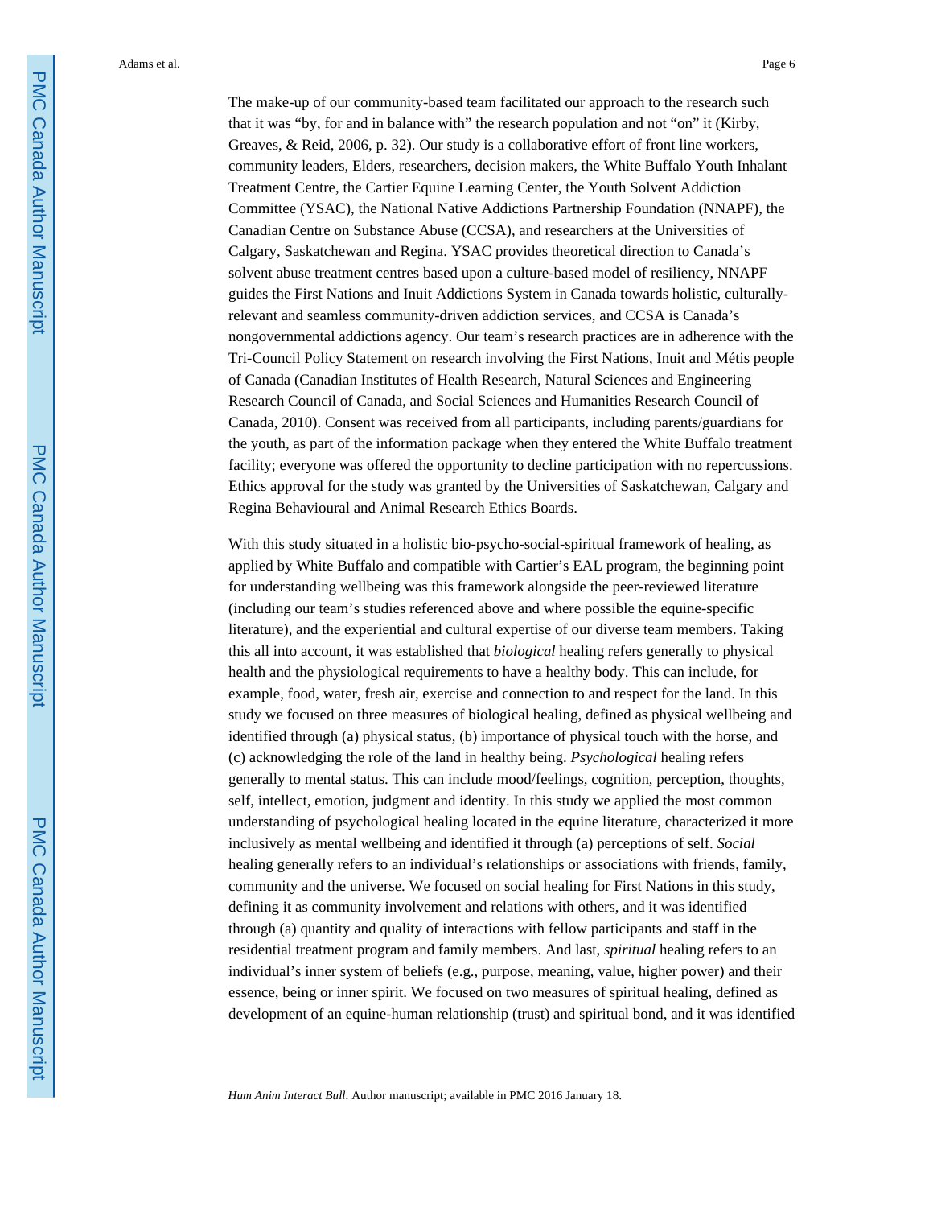The make-up of our community-based team facilitated our approach to the research such that it was "by, for and in balance with" the research population and not "on" it (Kirby, Greaves, & Reid, 2006, p. 32). Our study is a collaborative effort of front line workers, community leaders, Elders, researchers, decision makers, the White Buffalo Youth Inhalant Treatment Centre, the Cartier Equine Learning Center, the Youth Solvent Addiction Committee (YSAC), the National Native Addictions Partnership Foundation (NNAPF), the Canadian Centre on Substance Abuse (CCSA), and researchers at the Universities of Calgary, Saskatchewan and Regina. YSAC provides theoretical direction to Canada's solvent abuse treatment centres based upon a culture-based model of resiliency, NNAPF guides the First Nations and Inuit Addictions System in Canada towards holistic, culturally-relevant and seamless community-driven addiction services, and CCSA is Canada's nongovernmental addictions agency. Our team's research practices are in adherence with the Tri-Council Policy Statement on research involving the First Nations, Inuit and Métis people of Canada (Canadian Institutes of Health Research, Natural Sciences and Engineering Research Council of Canada, and Social Sciences and Humanities Research Council of Canada, 2010). Consent was received from all participants, including parents/guardians for the youth, as part of the information package when they entered the White Buffalo treatment facility; everyone was offered the opportunity to decline participation with no repercussions. Ethics approval for the study was granted by the Universities of Saskatchewan, Calgary and Regina Behavioural and Animal Research Ethics Boards.

With this study situated in a holistic bio-psycho-social-spiritual framework of healing, as applied by White Buffalo and compatible with Cartier's EAL program, the beginning point for understanding wellbeing was this framework alongside the peer-reviewed literature (including our team's studies referenced above and where possible the equine-specific literature), and the experiential and cultural expertise of our diverse team members. Taking this all into account, it was established that *biological* healing refers generally to physical health and the physiological requirements to have a healthy body. This can include, for example, food, water, fresh air, exercise and connection to and respect for the land. In this study we focused on three measures of biological healing, defined as physical wellbeing and identified through (a) physical status, (b) importance of physical touch with the horse, and (c) acknowledging the role of the land in healthy being. *Psychological* healing refers generally to mental status. This can include mood/feelings, cognition, perception, thoughts, self, intellect, emotion, judgment and identity. In this study we applied the most common understanding of psychological healing located in the equine literature, characterized it more inclusively as mental wellbeing and identified it through (a) perceptions of self. *Social* healing generally refers to an individual's relationships or associations with friends, family, community and the universe. We focused on social healing for First Nations in this study, defining it as community involvement and relations with others, and it was identified through (a) quantity and quality of interactions with fellow participants and staff in the residential treatment program and family members. And last, *spiritual* healing refers to an individual's inner system of beliefs (e.g., purpose, meaning, value, higher power) and their essence, being or inner spirit. We focused on two measures of spiritual healing, defined as development of an equine-human relationship (trust) and spiritual bond, and it was identified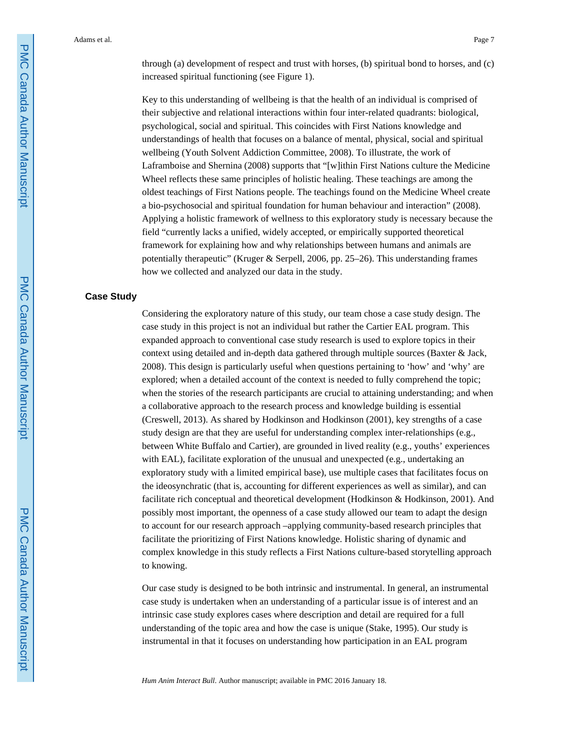through (a) development of respect and trust with horses, (b) spiritual bond to horses, and (c) increased spiritual functioning (see Figure 1).

Key to this understanding of wellbeing is that the health of an individual is comprised of their subjective and relational interactions within four inter-related quadrants: biological, psychological, social and spiritual. This coincides with First Nations knowledge and understandings of health that focuses on a balance of mental, physical, social and spiritual wellbeing (Youth Solvent Addiction Committee, 2008). To illustrate, the work of Laframboise and Shernina (2008) supports that "[w]ithin First Nations culture the Medicine Wheel reflects these same principles of holistic healing. These teachings are among the oldest teachings of First Nations people. The teachings found on the Medicine Wheel create a bio-psychosocial and spiritual foundation for human behaviour and interaction" (2008). Applying a holistic framework of wellness to this exploratory study is necessary because the field "currently lacks a unified, widely accepted, or empirically supported theoretical framework for explaining how and why relationships between humans and animals are potentially therapeutic" (Kruger & Serpell, 2006, pp. 25–26). This understanding frames how we collected and analyzed our data in the study.

## Case Study

Considering the exploratory nature of this study, our team chose a case study design. The case study in this project is not an individual but rather the Cartier EAL program. This expanded approach to conventional case study research is used to explore topics in their context using detailed and in-depth data gathered through multiple sources (Baxter & Jack, 2008). This design is particularly useful when questions pertaining to 'how' and 'why' are explored; when a detailed account of the context is needed to fully comprehend the topic; when the stories of the research participants are crucial to attaining understanding; and when a collaborative approach to the research process and knowledge building is essential (Creswell, 2013). As shared by Hodkinson and Hodkinson (2001), key strengths of a case study design are that they are useful for understanding complex inter-relationships (e.g., between White Buffalo and Cartier), are grounded in lived reality (e.g., youths' experiences with EAL), facilitate exploration of the unusual and unexpected (e.g., undertaking an exploratory study with a limited empirical base), use multiple cases that facilitates focus on the ideosynchratic (that is, accounting for different experiences as well as similar), and can facilitate rich conceptual and theoretical development (Hodkinson & Hodkinson, 2001). And possibly most important, the openness of a case study allowed our team to adapt the design to account for our research approach –applying community-based research principles that facilitate the prioritizing of First Nations knowledge. Holistic sharing of dynamic and complex knowledge in this study reflects a First Nations culture-based storytelling approach to knowing.

Our case study is designed to be both intrinsic and instrumental. In general, an instrumental case study is undertaken when an understanding of a particular issue is of interest and an intrinsic case study explores cases where description and detail are required for a full understanding of the topic area and how the case is unique (Stake, 1995). Our study is instrumental in that it focuses on understanding how participation in an EAL program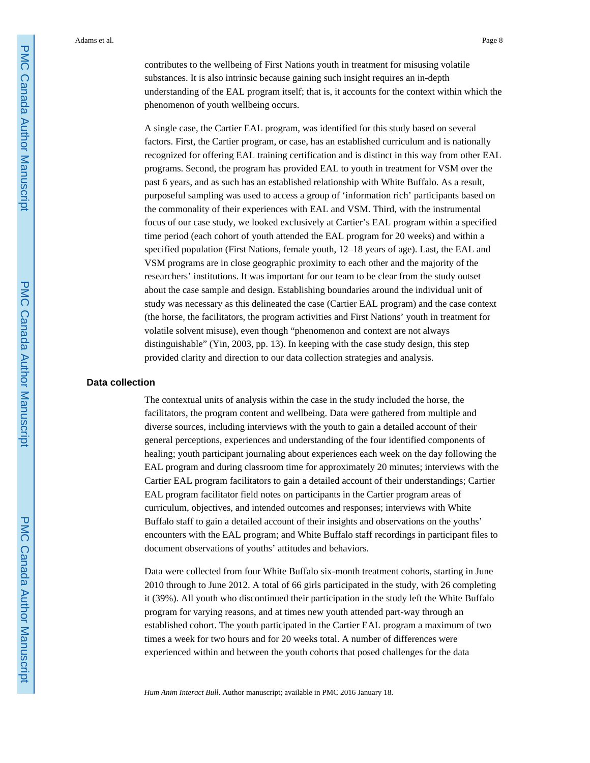contributes to the wellbeing of First Nations youth in treatment for misusing volatile substances. It is also intrinsic because gaining such insight requires an in-depth understanding of the EAL program itself; that is, it accounts for the context within which the phenomenon of youth wellbeing occurs.

A single case, the Cartier EAL program, was identified for this study based on several factors. First, the Cartier program, or case, has an established curriculum and is nationally recognized for offering EAL training certification and is distinct in this way from other EAL programs. Second, the program has provided EAL to youth in treatment for VSM over the past 6 years, and as such has an established relationship with White Buffalo. As a result, purposeful sampling was used to access a group of 'information rich' participants based on the commonality of their experiences with EAL and VSM. Third, with the instrumental focus of our case study, we looked exclusively at Cartier's EAL program within a specified time period (each cohort of youth attended the EAL program for 20 weeks) and within a specified population (First Nations, female youth, 12–18 years of age). Last, the EAL and VSM programs are in close geographic proximity to each other and the majority of the researchers' institutions. It was important for our team to be clear from the study outset about the case sample and design. Establishing boundaries around the individual unit of study was necessary as this delineated the case (Cartier EAL program) and the case context (the horse, the facilitators, the program activities and First Nations' youth in treatment for volatile solvent misuse), even though "phenomenon and context are not always distinguishable" (Yin, 2003, pp. 13). In keeping with the case study design, this step provided clarity and direction to our data collection strategies and analysis.

### Data collection

The contextual units of analysis within the case in the study included the horse, the facilitators, the program content and wellbeing. Data were gathered from multiple and diverse sources, including interviews with the youth to gain a detailed account of their general perceptions, experiences and understanding of the four identified components of healing; youth participant journaling about experiences each week on the day following the EAL program and during classroom time for approximately 20 minutes; interviews with the Cartier EAL program facilitators to gain a detailed account of their understandings; Cartier EAL program facilitator field notes on participants in the Cartier program areas of curriculum, objectives, and intended outcomes and responses; interviews with White Buffalo staff to gain a detailed account of their insights and observations on the youths' encounters with the EAL program; and White Buffalo staff recordings in participant files to document observations of youths' attitudes and behaviors.

Data were collected from four White Buffalo six-month treatment cohorts, starting in June 2010 through to June 2012. A total of 66 girls participated in the study, with 26 completing it (39%). All youth who discontinued their participation in the study left the White Buffalo program for varying reasons, and at times new youth attended part-way through an established cohort. The youth participated in the Cartier EAL program a maximum of two times a week for two hours and for 20 weeks total. A number of differences were experienced within and between the youth cohorts that posed challenges for the data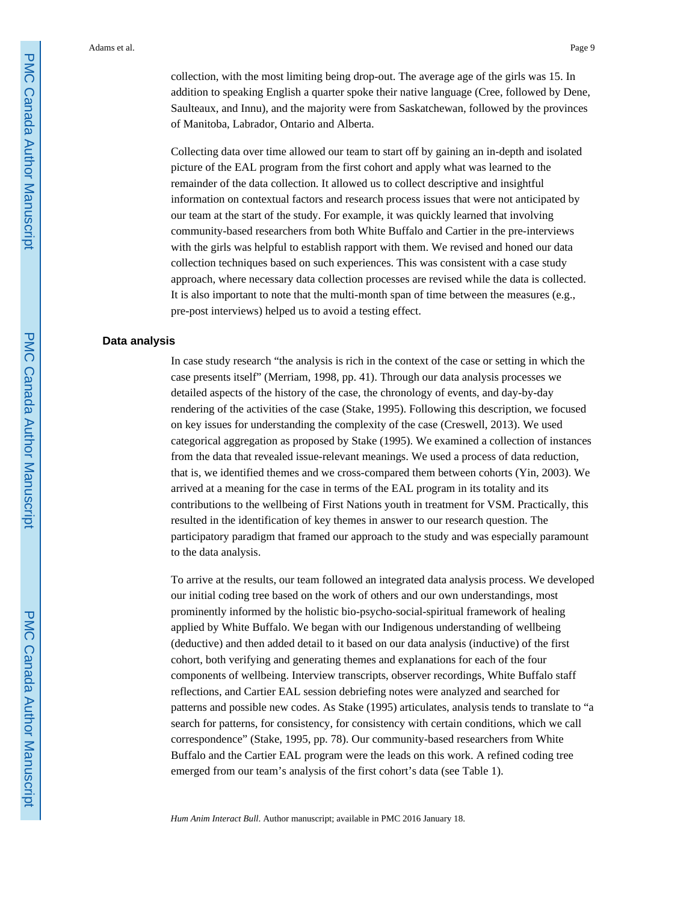collection, with the most limiting being drop-out. The average age of the girls was 15. In addition to speaking English a quarter spoke their native language (Cree, followed by Dene, Saulteaux, and Innu), and the majority were from Saskatchewan, followed by the provinces of Manitoba, Labrador, Ontario and Alberta.

Collecting data over time allowed our team to start off by gaining an in-depth and isolated picture of the EAL program from the first cohort and apply what was learned to the remainder of the data collection. It allowed us to collect descriptive and insightful information on contextual factors and research process issues that were not anticipated by our team at the start of the study. For example, it was quickly learned that involving community-based researchers from both White Buffalo and Cartier in the pre-interviews with the girls was helpful to establish rapport with them. We revised and honed our data collection techniques based on such experiences. This was consistent with a case study approach, where necessary data collection processes are revised while the data is collected. It is also important to note that the multi-month span of time between the measures (e.g., pre-post interviews) helped us to avoid a testing effect.

## Data analysis

In case study research "the analysis is rich in the context of the case or setting in which the case presents itself" (Merriam, 1998, pp. 41). Through our data analysis processes we detailed aspects of the history of the case, the chronology of events, and day-by-day rendering of the activities of the case (Stake, 1995). Following this description, we focused on key issues for understanding the complexity of the case (Creswell, 2013). We used categorical aggregation as proposed by Stake (1995). We examined a collection of instances from the data that revealed issue-relevant meanings. We used a process of data reduction, that is, we identified themes and we cross-compared them between cohorts (Yin, 2003). We arrived at a meaning for the case in terms of the EAL program in its totality and its contributions to the wellbeing of First Nations youth in treatment for VSM. Practically, this resulted in the identification of key themes in answer to our research question. The participatory paradigm that framed our approach to the study and was especially paramount to the data analysis.

To arrive at the results, our team followed an integrated data analysis process. We developed our initial coding tree based on the work of others and our own understandings, most prominently informed by the holistic bio-psycho-social-spiritual framework of healing applied by White Buffalo. We began with our Indigenous understanding of wellbeing (deductive) and then added detail to it based on our data analysis (inductive) of the first cohort, both verifying and generating themes and explanations for each of the four components of wellbeing. Interview transcripts, observer recordings, White Buffalo staff reflections, and Cartier EAL session debriefing notes were analyzed and searched for patterns and possible new codes. As Stake (1995) articulates, analysis tends to translate to "a search for patterns, for consistency, for consistency with certain conditions, which we call correspondence" (Stake, 1995, pp. 78). Our community-based researchers from White Buffalo and the Cartier EAL program were the leads on this work. A refined coding tree emerged from our team's analysis of the first cohort's data (see Table 1).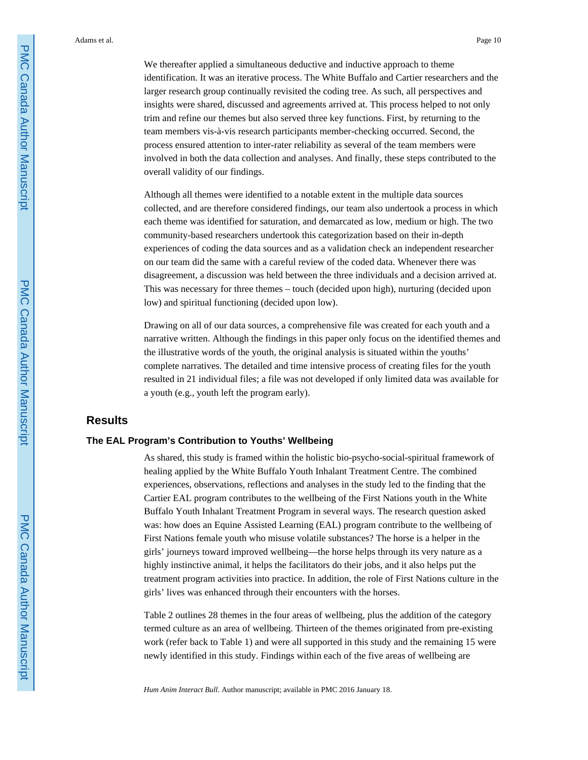We thereafter applied a simultaneous deductive and inductive approach to theme identification. It was an iterative process. The White Buffalo and Cartier researchers and the larger research group continually revisited the coding tree. As such, all perspectives and insights were shared, discussed and agreements arrived at. This process helped to not only trim and refine our themes but also served three key functions. First, by returning to the team members vis-à-vis research participants member-checking occurred. Second, the process ensured attention to inter-rater reliability as several of the team members were involved in both the data collection and analyses. And finally, these steps contributed to the overall validity of our findings.

Although all themes were identified to a notable extent in the multiple data sources collected, and are therefore considered findings, our team also undertook a process in which each theme was identified for saturation, and demarcated as low, medium or high. The two community-based researchers undertook this categorization based on their in-depth experiences of coding the data sources and as a validation check an independent researcher on our team did the same with a careful review of the coded data. Whenever there was disagreement, a discussion was held between the three individuals and a decision arrived at. This was necessary for three themes – touch (decided upon high), nurturing (decided upon low) and spiritual functioning (decided upon low).

Drawing on all of our data sources, a comprehensive file was created for each youth and a narrative written. Although the findings in this paper only focus on the identified themes and the illustrative words of the youth, the original analysis is situated within the youths' complete narratives. The detailed and time intensive process of creating files for the youth resulted in 21 individual files; a file was not developed if only limited data was available for a youth (e.g., youth left the program early).

## Results

### The EAL Program's Contribution to Youths' Wellbeing

As shared, this study is framed within the holistic bio-psycho-social-spiritual framework of healing applied by the White Buffalo Youth Inhalant Treatment Centre. The combined experiences, observations, reflections and analyses in the study led to the finding that the Cartier EAL program contributes to the wellbeing of the First Nations youth in the White Buffalo Youth Inhalant Treatment Program in several ways. The research question asked was: how does an Equine Assisted Learning (EAL) program contribute to the wellbeing of First Nations female youth who misuse volatile substances? The horse is a helper in the girls' journeys toward improved wellbeing—the horse helps through its very nature as a highly instinctive animal, it helps the facilitators do their jobs, and it also helps put the treatment program activities into practice. In addition, the role of First Nations culture in the girls' lives was enhanced through their encounters with the horses.

Table 2 outlines 28 themes in the four areas of wellbeing, plus the addition of the category termed culture as an area of wellbeing. Thirteen of the themes originated from pre-existing work (refer back to Table 1) and were all supported in this study and the remaining 15 were newly identified in this study. Findings within each of the five areas of wellbeing are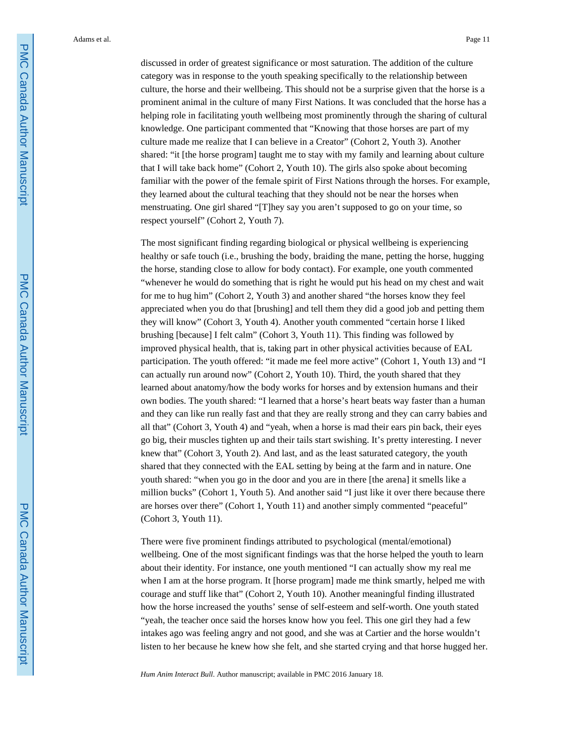discussed in order of greatest significance or most saturation. The addition of the culture category was in response to the youth speaking specifically to the relationship between culture, the horse and their wellbeing. This should not be a surprise given that the horse is a prominent animal in the culture of many First Nations. It was concluded that the horse has a helping role in facilitating youth wellbeing most prominently through the sharing of cultural knowledge. One participant commented that "Knowing that those horses are part of my culture made me realize that I can believe in a Creator" (Cohort 2, Youth 3). Another shared: "it [the horse program] taught me to stay with my family and learning about culture that I will take back home" (Cohort 2, Youth 10). The girls also spoke about becoming familiar with the power of the female spirit of First Nations through the horses. For example, they learned about the cultural teaching that they should not be near the horses when menstruating. One girl shared "[T]hey say you aren't supposed to go on your time, so respect yourself" (Cohort 2, Youth 7).

The most significant finding regarding biological or physical wellbeing is experiencing healthy or safe touch (i.e., brushing the body, braiding the mane, petting the horse, hugging the horse, standing close to allow for body contact). For example, one youth commented "whenever he would do something that is right he would put his head on my chest and wait for me to hug him" (Cohort 2, Youth 3) and another shared "the horses know they feel appreciated when you do that [brushing] and tell them they did a good job and petting them they will know" (Cohort 3, Youth 4). Another youth commented "certain horse I liked brushing [because] I felt calm" (Cohort 3, Youth 11). This finding was followed by improved physical health, that is, taking part in other physical activities because of EAL participation. The youth offered: "it made me feel more active" (Cohort 1, Youth 13) and "I can actually run around now" (Cohort 2, Youth 10). Third, the youth shared that they learned about anatomy/how the body works for horses and by extension humans and their own bodies. The youth shared: "I learned that a horse's heart beats way faster than a human and they can like run really fast and that they are really strong and they can carry babies and all that" (Cohort 3, Youth 4) and "yeah, when a horse is mad their ears pin back, their eyes go big, their muscles tighten up and their tails start swishing. It's pretty interesting. I never knew that" (Cohort 3, Youth 2). And last, and as the least saturated category, the youth shared that they connected with the EAL setting by being at the farm and in nature. One youth shared: "when you go in the door and you are in there [the arena] it smells like a million bucks" (Cohort 1, Youth 5). And another said "I just like it over there because there are horses over there" (Cohort 1, Youth 11) and another simply commented "peaceful" (Cohort 3, Youth 11).

There were five prominent findings attributed to psychological (mental/emotional) wellbeing. One of the most significant findings was that the horse helped the youth to learn about their identity. For instance, one youth mentioned "I can actually show my real me when I am at the horse program. It [horse program] made me think smartly, helped me with courage and stuff like that" (Cohort 2, Youth 10). Another meaningful finding illustrated how the horse increased the youths' sense of self-esteem and self-worth. One youth stated "yeah, the teacher once said the horses know how you feel. This one girl they had a few intakes ago was feeling angry and not good, and she was at Cartier and the horse wouldn't listen to her because he knew how she felt, and she started crying and that horse hugged her.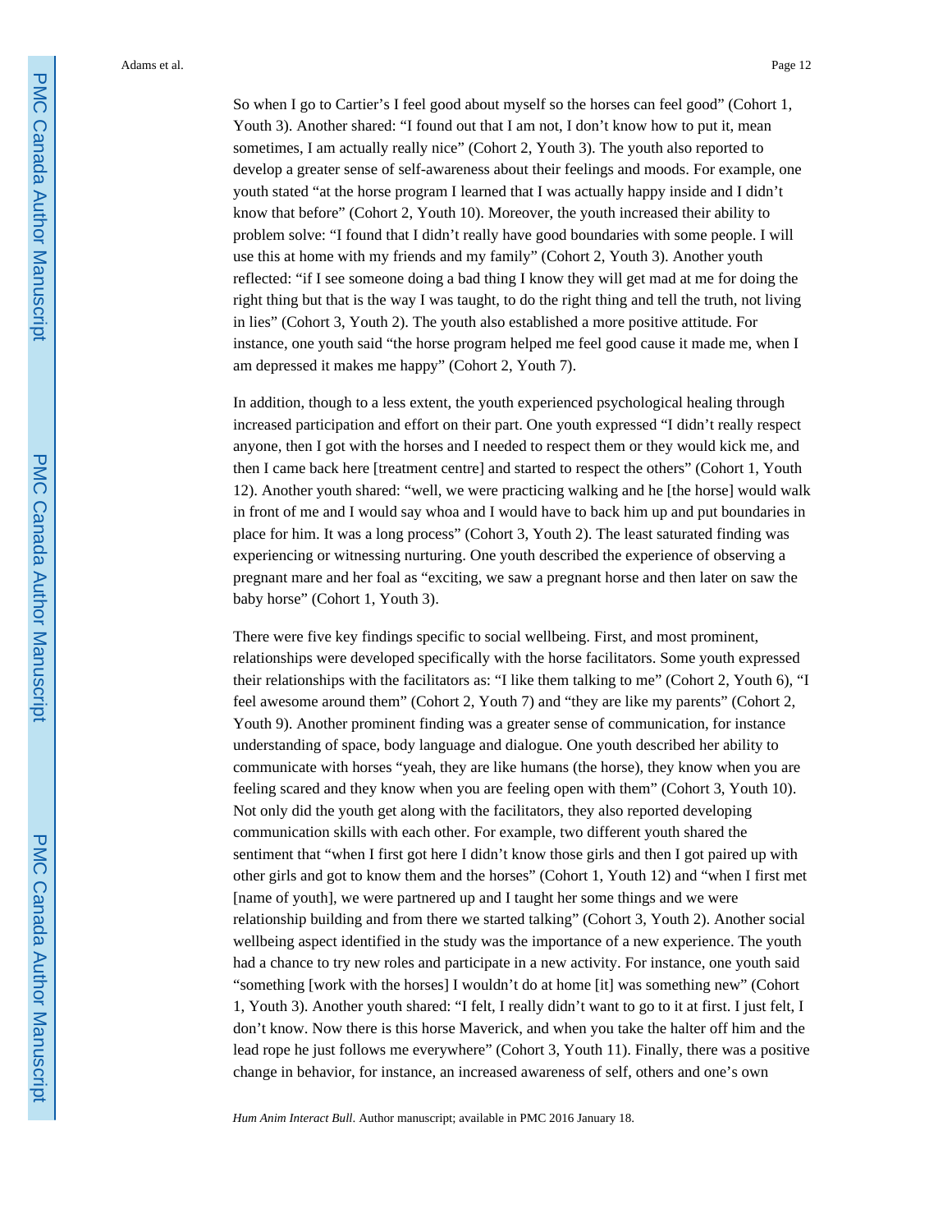So when I go to Cartier's I feel good about myself so the horses can feel good" (Cohort 1, Youth 3). Another shared: "I found out that I am not, I don't know how to put it, mean sometimes, I am actually really nice" (Cohort 2, Youth 3). The youth also reported to develop a greater sense of self-awareness about their feelings and moods. For example, one youth stated "at the horse program I learned that I was actually happy inside and I didn't know that before" (Cohort 2, Youth 10). Moreover, the youth increased their ability to problem solve: "I found that I didn't really have good boundaries with some people. I will use this at home with my friends and my family" (Cohort 2, Youth 3). Another youth reflected: "if I see someone doing a bad thing I know they will get mad at me for doing the right thing but that is the way I was taught, to do the right thing and tell the truth, not living in lies" (Cohort 3, Youth 2). The youth also established a more positive attitude. For instance, one youth said "the horse program helped me feel good cause it made me, when I am depressed it makes me happy" (Cohort 2, Youth 7).

In addition, though to a less extent, the youth experienced psychological healing through increased participation and effort on their part. One youth expressed "I didn't really respect anyone, then I got with the horses and I needed to respect them or they would kick me, and then I came back here [treatment centre] and started to respect the others" (Cohort 1, Youth 12). Another youth shared: "well, we were practicing walking and he [the horse] would walk in front of me and I would say whoa and I would have to back him up and put boundaries in place for him. It was a long process" (Cohort 3, Youth 2). The least saturated finding was experiencing or witnessing nurturing. One youth described the experience of observing a pregnant mare and her foal as "exciting, we saw a pregnant horse and then later on saw the baby horse" (Cohort 1, Youth 3).

There were five key findings specific to social wellbeing. First, and most prominent, relationships were developed specifically with the horse facilitators. Some youth expressed their relationships with the facilitators as: "I like them talking to me" (Cohort 2, Youth 6), "I feel awesome around them" (Cohort 2, Youth 7) and "they are like my parents" (Cohort 2, Youth 9). Another prominent finding was a greater sense of communication, for instance understanding of space, body language and dialogue. One youth described her ability to communicate with horses "yeah, they are like humans (the horse), they know when you are feeling scared and they know when you are feeling open with them" (Cohort 3, Youth 10). Not only did the youth get along with the facilitators, they also reported developing communication skills with each other. For example, two different youth shared the sentiment that "when I first got here I didn't know those girls and then I got paired up with other girls and got to know them and the horses" (Cohort 1, Youth 12) and "when I first met [name of youth], we were partnered up and I taught her some things and we were relationship building and from there we started talking" (Cohort 3, Youth 2). Another social wellbeing aspect identified in the study was the importance of a new experience. The youth had a chance to try new roles and participate in a new activity. For instance, one youth said "something [work with the horses] I wouldn't do at home [it] was something new" (Cohort 1, Youth 3). Another youth shared: "I felt, I really didn't want to go to it at first. I just felt, I don't know. Now there is this horse Maverick, and when you take the halter off him and the lead rope he just follows me everywhere" (Cohort 3, Youth 11). Finally, there was a positive change in behavior, for instance, an increased awareness of self, others and one's own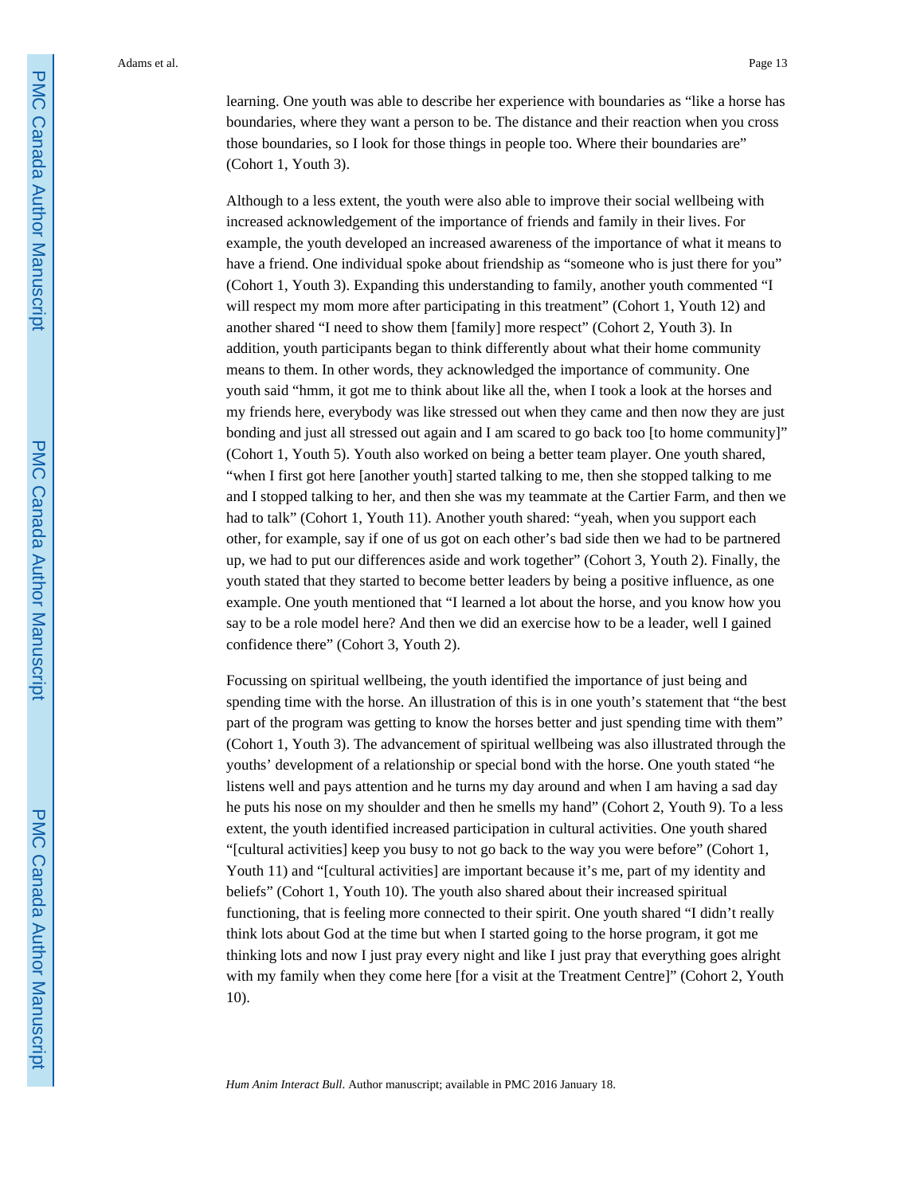learning. One youth was able to describe her experience with boundaries as "like a horse has boundaries, where they want a person to be. The distance and their reaction when you cross those boundaries, so I look for those things in people too. Where their boundaries are" (Cohort 1, Youth 3).

Although to a less extent, the youth were also able to improve their social wellbeing with increased acknowledgement of the importance of friends and family in their lives. For example, the youth developed an increased awareness of the importance of what it means to have a friend. One individual spoke about friendship as "someone who is just there for you" (Cohort 1, Youth 3). Expanding this understanding to family, another youth commented "I will respect my mom more after participating in this treatment" (Cohort 1, Youth 12) and another shared "I need to show them [family] more respect" (Cohort 2, Youth 3). In addition, youth participants began to think differently about what their home community means to them. In other words, they acknowledged the importance of community. One youth said "hmm, it got me to think about like all the, when I took a look at the horses and my friends here, everybody was like stressed out when they came and then now they are just bonding and just all stressed out again and I am scared to go back too [to home community]" (Cohort 1, Youth 5). Youth also worked on being a better team player. One youth shared, "when I first got here [another youth] started talking to me, then she stopped talking to me and I stopped talking to her, and then she was my teammate at the Cartier Farm, and then we had to talk" (Cohort 1, Youth 11). Another youth shared: "yeah, when you support each other, for example, say if one of us got on each other's bad side then we had to be partnered up, we had to put our differences aside and work together" (Cohort 3, Youth 2). Finally, the youth stated that they started to become better leaders by being a positive influence, as one example. One youth mentioned that "I learned a lot about the horse, and you know how you say to be a role model here? And then we did an exercise how to be a leader, well I gained confidence there" (Cohort 3, Youth 2).

Focussing on spiritual wellbeing, the youth identified the importance of just being and spending time with the horse. An illustration of this is in one youth's statement that "the best part of the program was getting to know the horses better and just spending time with them" (Cohort 1, Youth 3). The advancement of spiritual wellbeing was also illustrated through the youths' development of a relationship or special bond with the horse. One youth stated "he listens well and pays attention and he turns my day around and when I am having a sad day he puts his nose on my shoulder and then he smells my hand" (Cohort 2, Youth 9). To a less extent, the youth identified increased participation in cultural activities. One youth shared "[cultural activities] keep you busy to not go back to the way you were before" (Cohort 1, Youth 11) and "[cultural activities] are important because it's me, part of my identity and beliefs" (Cohort 1, Youth 10). The youth also shared about their increased spiritual functioning, that is feeling more connected to their spirit. One youth shared "I didn't really think lots about God at the time but when I started going to the horse program, it got me thinking lots and now I just pray every night and like I just pray that everything goes alright with my family when they come here [for a visit at the Treatment Centre]" (Cohort 2, Youth 10).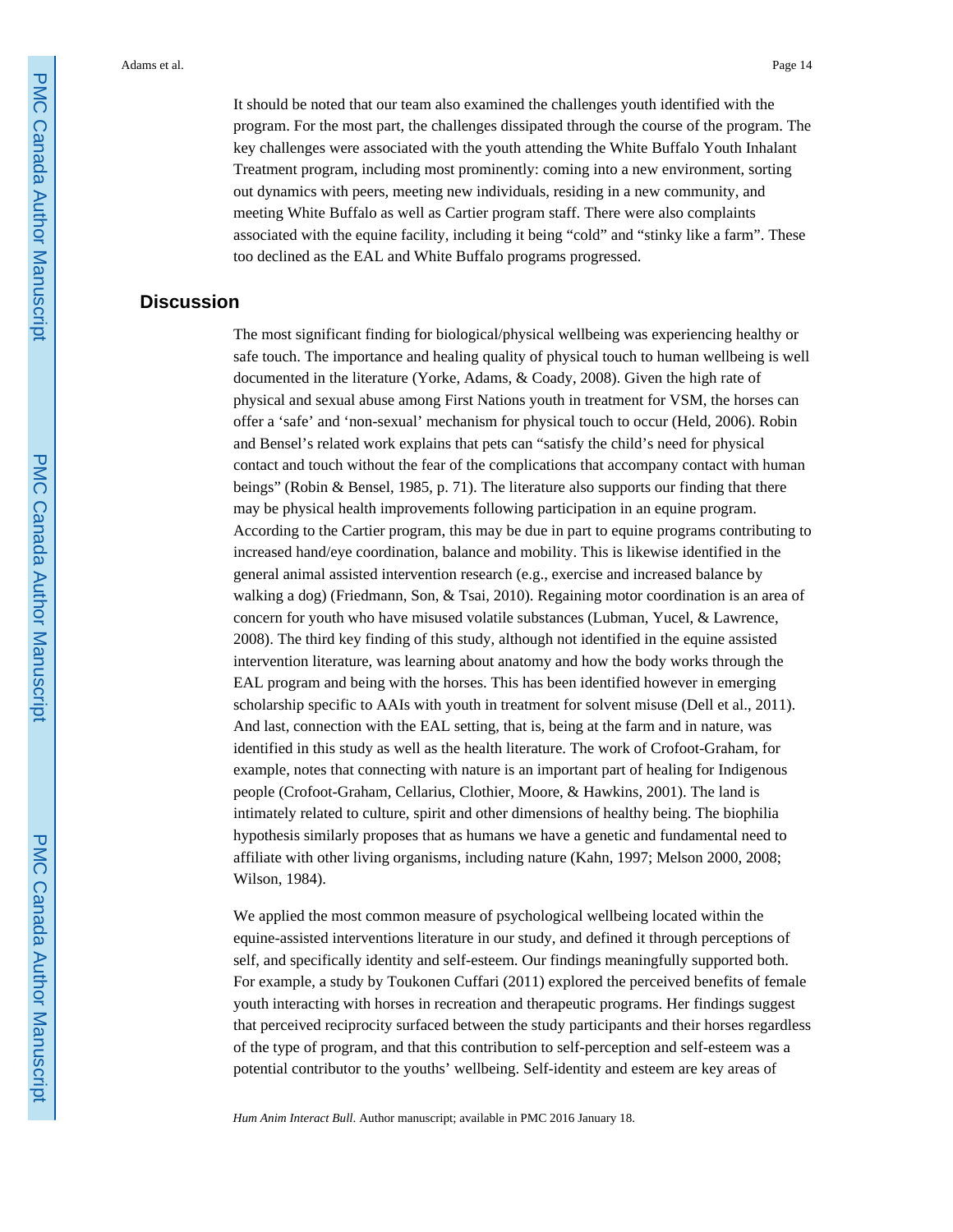It should be noted that our team also examined the challenges youth identified with the program. For the most part, the challenges dissipated through the course of the program. The key challenges were associated with the youth attending the White Buffalo Youth Inhalant Treatment program, including most prominently: coming into a new environment, sorting out dynamics with peers, meeting new individuals, residing in a new community, and meeting White Buffalo as well as Cartier program staff. There were also complaints associated with the equine facility, including it being "cold" and "stinky like a farm". These too declined as the EAL and White Buffalo programs progressed.

## Discussion

The most significant finding for biological/physical wellbeing was experiencing healthy or safe touch. The importance and healing quality of physical touch to human wellbeing is well documented in the literature (Yorke, Adams, & Coady, 2008). Given the high rate of physical and sexual abuse among First Nations youth in treatment for VSM, the horses can offer a 'safe' and 'non-sexual' mechanism for physical touch to occur (Held, 2006). Robin and Bensel's related work explains that pets can "satisfy the child's need for physical contact and touch without the fear of the complications that accompany contact with human beings" (Robin & Bensel, 1985, p. 71). The literature also supports our finding that there may be physical health improvements following participation in an equine program. According to the Cartier program, this may be due in part to equine programs contributing to increased hand/eye coordination, balance and mobility. This is likewise identified in the general animal assisted intervention research (e.g., exercise and increased balance by walking a dog) (Friedmann, Son, & Tsai, 2010). Regaining motor coordination is an area of concern for youth who have misused volatile substances (Lubman, Yucel, & Lawrence, 2008). The third key finding of this study, although not identified in the equine assisted intervention literature, was learning about anatomy and how the body works through the EAL program and being with the horses. This has been identified however in emerging scholarship specific to AAIs with youth in treatment for solvent misuse (Dell et al., 2011). And last, connection with the EAL setting, that is, being at the farm and in nature, was identified in this study as well as the health literature. The work of Crofoot-Graham, for example, notes that connecting with nature is an important part of healing for Indigenous people (Crofoot-Graham, Cellarius, Clothier, Moore, & Hawkins, 2001). The land is intimately related to culture, spirit and other dimensions of healthy being. The biophilia hypothesis similarly proposes that as humans we have a genetic and fundamental need to affiliate with other living organisms, including nature (Kahn, 1997; Melson 2000, 2008; Wilson, 1984).

We applied the most common measure of psychological wellbeing located within the equine-assisted interventions literature in our study, and defined it through perceptions of self, and specifically identity and self-esteem. Our findings meaningfully supported both. For example, a study by Toukonen Cuffari (2011) explored the perceived benefits of female youth interacting with horses in recreation and therapeutic programs. Her findings suggest that perceived reciprocity surfaced between the study participants and their horses regardless of the type of program, and that this contribution to self-perception and self-esteem was a potential contributor to the youths' wellbeing. Self-identity and esteem are key areas of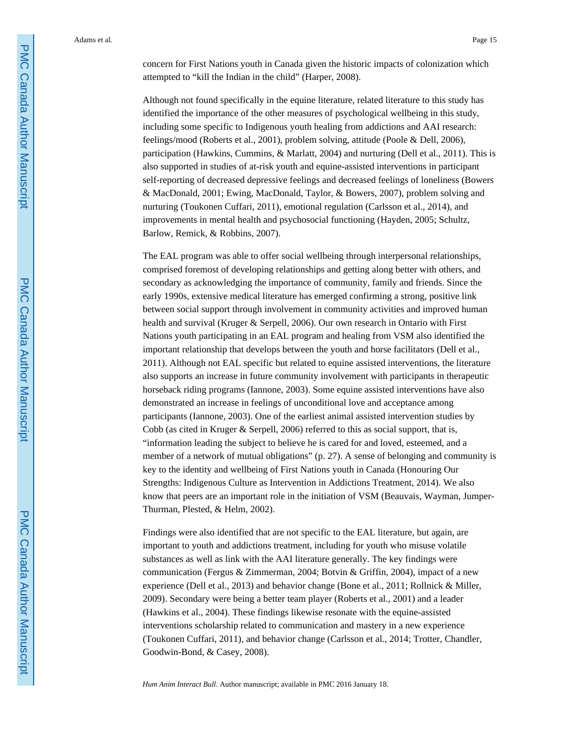concern for First Nations youth in Canada given the historic impacts of colonization which attempted to "kill the Indian in the child" (Harper, 2008).

Although not found specifically in the equine literature, related literature to this study has identified the importance of the other measures of psychological wellbeing in this study, including some specific to Indigenous youth healing from addictions and AAI research: feelings/mood (Roberts et al., 2001), problem solving, attitude (Poole & Dell, 2006), participation (Hawkins, Cummins, & Marlatt, 2004) and nurturing (Dell et al., 2011). This is also supported in studies of at-risk youth and equine-assisted interventions in participant self-reporting of decreased depressive feelings and decreased feelings of loneliness (Bowers & MacDonald, 2001; Ewing, MacDonald, Taylor, & Bowers, 2007), problem solving and nurturing (Toukonen Cuffari, 2011), emotional regulation (Carlsson et al., 2014), and improvements in mental health and psychosocial functioning (Hayden, 2005; Schultz, Barlow, Remick, & Robbins, 2007).

The EAL program was able to offer social wellbeing through interpersonal relationships, comprised foremost of developing relationships and getting along better with others, and secondary as acknowledging the importance of community, family and friends. Since the early 1990s, extensive medical literature has emerged confirming a strong, positive link between social support through involvement in community activities and improved human health and survival (Kruger & Serpell, 2006). Our own research in Ontario with First Nations youth participating in an EAL program and healing from VSM also identified the important relationship that develops between the youth and horse facilitators (Dell et al., 2011). Although not EAL specific but related to equine assisted interventions, the literature also supports an increase in future community involvement with participants in therapeutic horseback riding programs (Iannone, 2003). Some equine assisted interventions have also demonstrated an increase in feelings of unconditional love and acceptance among participants (Iannone, 2003). One of the earliest animal assisted intervention studies by Cobb (as cited in Kruger & Serpell, 2006) referred to this as social support, that is, "information leading the subject to believe he is cared for and loved, esteemed, and a member of a network of mutual obligations" (p. 27). A sense of belonging and community is key to the identity and wellbeing of First Nations youth in Canada (Honouring Our Strengths: Indigenous Culture as Intervention in Addictions Treatment, 2014). We also know that peers are an important role in the initiation of VSM (Beauvais, Wayman, Jumper-Thurman, Plested, & Helm, 2002).

Findings were also identified that are not specific to the EAL literature, but again, are important to youth and addictions treatment, including for youth who misuse volatile substances as well as link with the AAI literature generally. The key findings were communication (Fergus & Zimmerman, 2004; Botvin & Griffin, 2004), impact of a new experience (Dell et al., 2013) and behavior change (Bone et al., 2011; Rollnick & Miller, 2009). Secondary were being a better team player (Roberts et al., 2001) and a leader (Hawkins et al., 2004). These findings likewise resonate with the equine-assisted interventions scholarship related to communication and mastery in a new experience (Toukonen Cuffari, 2011), and behavior change (Carlsson et al., 2014; Trotter, Chandler, Goodwin-Bond, & Casey, 2008).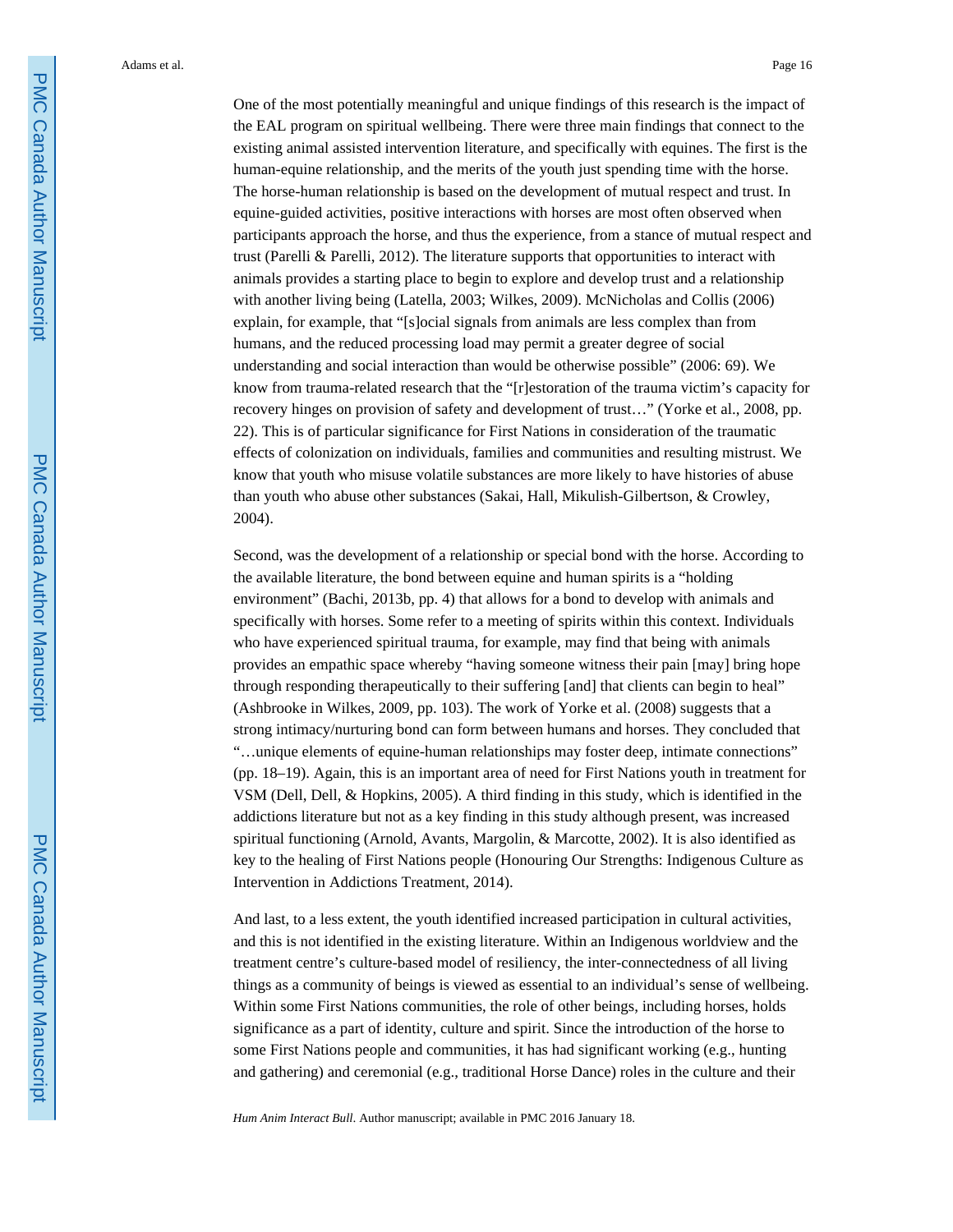One of the most potentially meaningful and unique findings of this research is the impact of the EAL program on spiritual wellbeing. There were three main findings that connect to the existing animal assisted intervention literature, and specifically with equines. The first is the human-equine relationship, and the merits of the youth just spending time with the horse. The horse-human relationship is based on the development of mutual respect and trust. In equine-guided activities, positive interactions with horses are most often observed when participants approach the horse, and thus the experience, from a stance of mutual respect and trust (Parelli & Parelli, 2012). The literature supports that opportunities to interact with animals provides a starting place to begin to explore and develop trust and a relationship with another living being (Latella, 2003; Wilkes, 2009). McNicholas and Collis (2006) explain, for example, that "[s]ocial signals from animals are less complex than from humans, and the reduced processing load may permit a greater degree of social understanding and social interaction than would be otherwise possible" (2006: 69). We know from trauma-related research that the "[r]estoration of the trauma victim's capacity for recovery hinges on provision of safety and development of trust…" (Yorke et al., 2008, pp. 22). This is of particular significance for First Nations in consideration of the traumatic effects of colonization on individuals, families and communities and resulting mistrust. We know that youth who misuse volatile substances are more likely to have histories of abuse than youth who abuse other substances (Sakai, Hall, Mikulish-Gilbertson, & Crowley, 2004).

Second, was the development of a relationship or special bond with the horse. According to the available literature, the bond between equine and human spirits is a "holding environment" (Bachi, 2013b, pp. 4) that allows for a bond to develop with animals and specifically with horses. Some refer to a meeting of spirits within this context. Individuals who have experienced spiritual trauma, for example, may find that being with animals provides an empathic space whereby "having someone witness their pain [may] bring hope through responding therapeutically to their suffering [and] that clients can begin to heal" (Ashbrooke in Wilkes, 2009, pp. 103). The work of Yorke et al. (2008) suggests that a strong intimacy/nurturing bond can form between humans and horses. They concluded that "…unique elements of equine-human relationships may foster deep, intimate connections" (pp. 18–19). Again, this is an important area of need for First Nations youth in treatment for VSM (Dell, Dell, & Hopkins, 2005). A third finding in this study, which is identified in the addictions literature but not as a key finding in this study although present, was increased spiritual functioning (Arnold, Avants, Margolin, & Marcotte, 2002). It is also identified as key to the healing of First Nations people (Honouring Our Strengths: Indigenous Culture as Intervention in Addictions Treatment, 2014).

And last, to a less extent, the youth identified increased participation in cultural activities, and this is not identified in the existing literature. Within an Indigenous worldview and the treatment centre's culture-based model of resiliency, the inter-connectedness of all living things as a community of beings is viewed as essential to an individual's sense of wellbeing. Within some First Nations communities, the role of other beings, including horses, holds significance as a part of identity, culture and spirit. Since the introduction of the horse to some First Nations people and communities, it has had significant working (e.g., hunting and gathering) and ceremonial (e.g., traditional Horse Dance) roles in the culture and their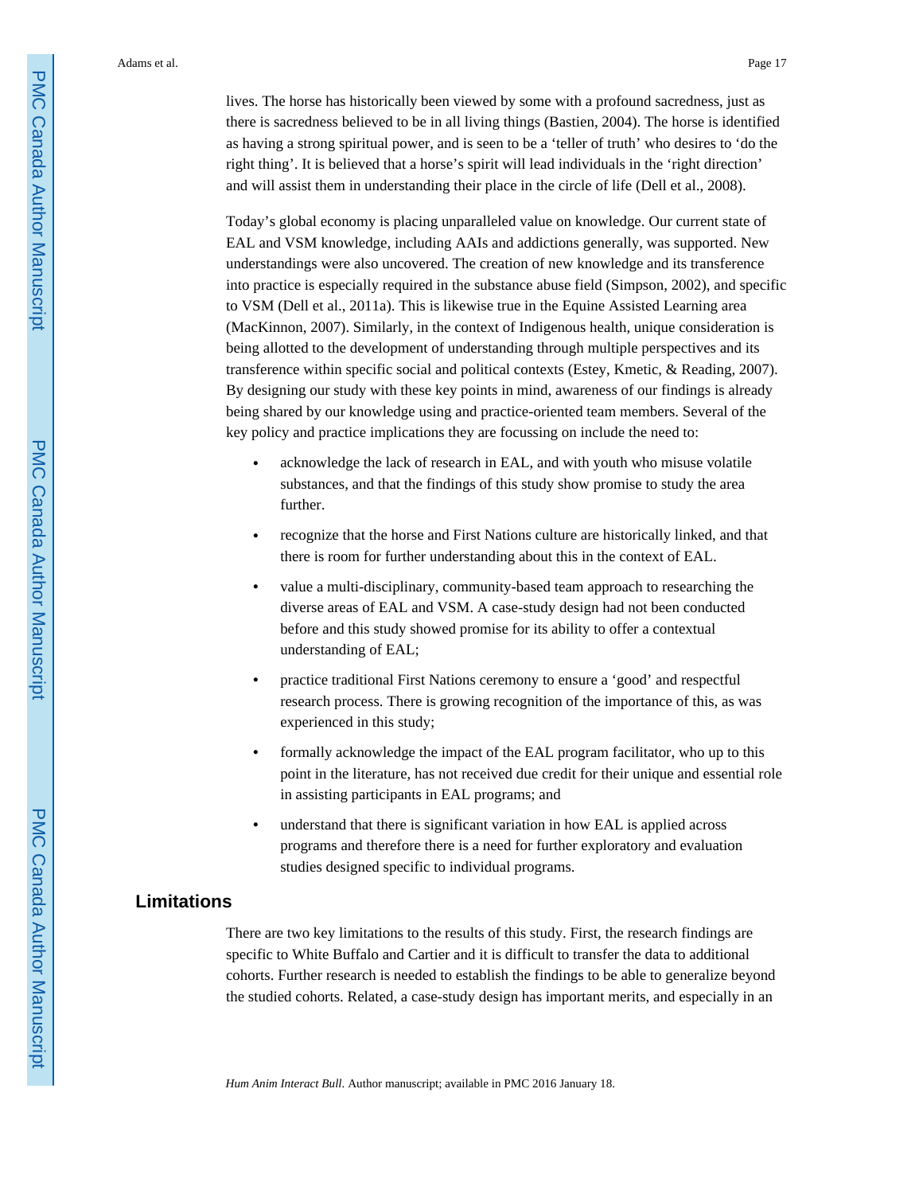lives. The horse has historically been viewed by some with a profound sacredness, just as there is sacredness believed to be in all living things (Bastien, 2004). The horse is identified as having a strong spiritual power, and is seen to be a 'teller of truth' who desires to 'do the right thing'. It is believed that a horse's spirit will lead individuals in the 'right direction' and will assist them in understanding their place in the circle of life (Dell et al., 2008).

Today's global economy is placing unparalleled value on knowledge. Our current state of EAL and VSM knowledge, including AAIs and addictions generally, was supported. New understandings were also uncovered. The creation of new knowledge and its transference into practice is especially required in the substance abuse field (Simpson, 2002), and specific to VSM (Dell et al., 2011a). This is likewise true in the Equine Assisted Learning area (MacKinnon, 2007). Similarly, in the context of Indigenous health, unique consideration is being allotted to the development of understanding through multiple perspectives and its transference within specific social and political contexts (Estey, Kmetic, & Reading, 2007). By designing our study with these key points in mind, awareness of our findings is already being shared by our knowledge using and practice-oriented team members. Several of the key policy and practice implications they are focussing on include the need to:

- acknowledge the lack of research in EAL, and with youth who misuse volatile substances, and that the findings of this study show promise to study the area further.
- recognize that the horse and First Nations culture are historically linked, and that there is room for further understanding about this in the context of EAL.
- value a multi-disciplinary, community-based team approach to researching the diverse areas of EAL and VSM. A case-study design had not been conducted before and this study showed promise for its ability to offer a contextual understanding of EAL;
- practice traditional First Nations ceremony to ensure a 'good' and respectful research process. There is growing recognition of the importance of this, as was experienced in this study;
- formally acknowledge the impact of the EAL program facilitator, who up to this point in the literature, has not received due credit for their unique and essential role in assisting participants in EAL programs; and
- understand that there is significant variation in how EAL is applied across programs and therefore there is a need for further exploratory and evaluation studies designed specific to individual programs.

## Limitations

There are two key limitations to the results of this study. First, the research findings are specific to White Buffalo and Cartier and it is difficult to transfer the data to additional cohorts. Further research is needed to establish the findings to be able to generalize beyond the studied cohorts. Related, a case-study design has important merits, and especially in an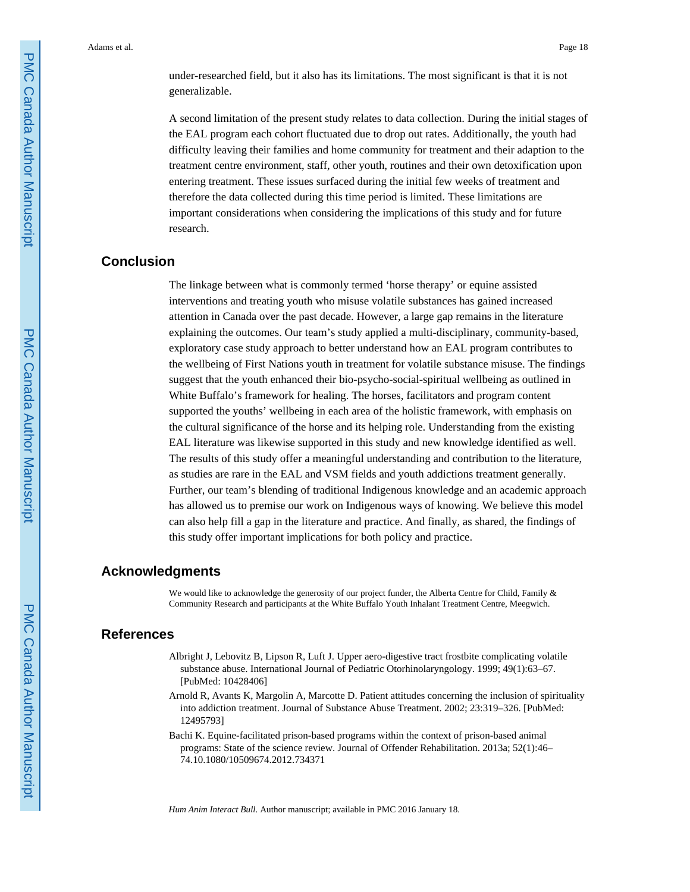under-researched field, but it also has its limitations. The most significant is that it is not generalizable.

A second limitation of the present study relates to data collection. During the initial stages of the EAL program each cohort fluctuated due to drop out rates. Additionally, the youth had difficulty leaving their families and home community for treatment and their adaption to the treatment centre environment, staff, other youth, routines and their own detoxification upon entering treatment. These issues surfaced during the initial few weeks of treatment and therefore the data collected during this time period is limited. These limitations are important considerations when considering the implications of this study and for future research.

## Conclusion

The linkage between what is commonly termed 'horse therapy' or equine assisted interventions and treating youth who misuse volatile substances has gained increased attention in Canada over the past decade. However, a large gap remains in the literature explaining the outcomes. Our team's study applied a multi-disciplinary, community-based, exploratory case study approach to better understand how an EAL program contributes to the wellbeing of First Nations youth in treatment for volatile substance misuse. The findings suggest that the youth enhanced their bio-psycho-social-spiritual wellbeing as outlined in White Buffalo's framework for healing. The horses, facilitators and program content supported the youths' wellbeing in each area of the holistic framework, with emphasis on the cultural significance of the horse and its helping role. Understanding from the existing EAL literature was likewise supported in this study and new knowledge identified as well. The results of this study offer a meaningful understanding and contribution to the literature, as studies are rare in the EAL and VSM fields and youth addictions treatment generally. Further, our team's blending of traditional Indigenous knowledge and an academic approach has allowed us to premise our work on Indigenous ways of knowing. We believe this model can also help fill a gap in the literature and practice. And finally, as shared, the findings of this study offer important implications for both policy and practice.

## Acknowledgments

We would like to acknowledge the generosity of our project funder, the Alberta Centre for Child, Family & Community Research and participants at the White Buffalo Youth Inhalant Treatment Centre, Meegwich.

## References

Albright J, Lebovitz B, Lipson R, Luft J. Upper aero-digestive tract frostbite complicating volatile substance abuse. International Journal of Pediatric Otorhinolaryngology. 1999; 49(1):63–67. [PubMed: 10428406]

Arnold R, Avants K, Margolin A, Marcotte D. Patient attitudes concerning the inclusion of spirituality into addiction treatment. Journal of Substance Abuse Treatment. 2002; 23:319–326. [PubMed: 12495793]

Bachi K. Equine-facilitated prison-based programs within the context of prison-based animal programs: State of the science review. Journal of Offender Rehabilitation. 2013a; 52(1):46–74.10.1080/10509674.2012.734371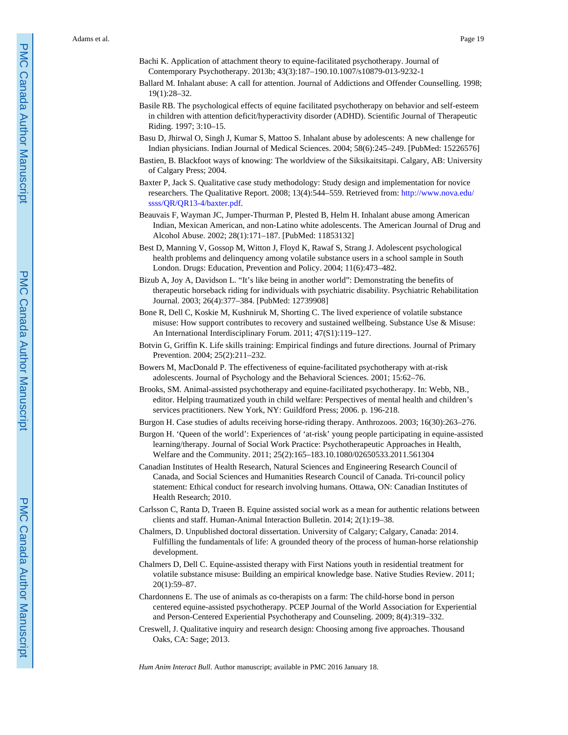Bachi K. Application of attachment theory to equine-facilitated psychotherapy. Journal of Contemporary Psychotherapy. 2013b; 43(3):187–190.10.1007/s10879-013-9232-1

Ballard M. Inhalant abuse: A call for attention. Journal of Addictions and Offender Counselling. 1998; 19(1):28–32.

Basile RB. The psychological effects of equine facilitated psychotherapy on behavior and self-esteem in children with attention deficit/hyperactivity disorder (ADHD). Scientific Journal of Therapeutic Riding. 1997; 3:10–15.

Basu D, Jhirwal O, Singh J, Kumar S, Mattoo S. Inhalant abuse by adolescents: A new challenge for Indian physicians. Indian Journal of Medical Sciences. 2004; 58(6):245–249. [PubMed: 15226576]

Bastien, B. Blackfoot ways of knowing: The worldview of the Siksikaitsitapi. Calgary, AB: University of Calgary Press; 2004.

Baxter P, Jack S. Qualitative case study methodology: Study design and implementation for novice researchers. The Qualitative Report. 2008; 13(4):544–559. Retrieved from: http://www.nova.edu/ssss/QR/QR13-4/baxter.pdf.

Beauvais F, Wayman JC, Jumper-Thurman P, Plested B, Helm H. Inhalant abuse among American Indian, Mexican American, and non-Latino white adolescents. The American Journal of Drug and Alcohol Abuse. 2002; 28(1):171–187. [PubMed: 11853132]

Best D, Manning V, Gossop M, Witton J, Floyd K, Rawaf S, Strang J. Adolescent psychological health problems and delinquency among volatile substance users in a school sample in South London. Drugs: Education, Prevention and Policy. 2004; 11(6):473–482.

Bizub A, Joy A, Davidson L. "It's like being in another world": Demonstrating the benefits of therapeutic horseback riding for individuals with psychiatric disability. Psychiatric Rehabilitation Journal. 2003; 26(4):377–384. [PubMed: 12739908]

Bone R, Dell C, Koskie M, Kushniruk M, Shorting C. The lived experience of volatile substance misuse: How support contributes to recovery and sustained wellbeing. Substance Use & Misuse: An International Interdisciplinary Forum. 2011; 47(S1):119–127.

Botvin G, Griffin K. Life skills training: Empirical findings and future directions. Journal of Primary Prevention. 2004; 25(2):211–232.

Bowers M, MacDonald P. The effectiveness of equine-facilitated psychotherapy with at-risk adolescents. Journal of Psychology and the Behavioral Sciences. 2001; 15:62–76.

Brooks, SM. Animal-assisted psychotherapy and equine-facilitated psychotherapy. In: Webb, NB., editor. Helping traumatized youth in child welfare: Perspectives of mental health and children's services practitioners. New York, NY: Guildford Press; 2006. p. 196-218.

Burgon H. Case studies of adults receiving horse-riding therapy. Anthrozoos. 2003; 16(30):263–276.

Burgon H. 'Queen of the world': Experiences of 'at-risk' young people participating in equine-assisted learning/therapy. Journal of Social Work Practice: Psychotherapeutic Approaches in Health, Welfare and the Community. 2011; 25(2):165–183.10.1080/02650533.2011.561304

Canadian Institutes of Health Research, Natural Sciences and Engineering Research Council of Canada, and Social Sciences and Humanities Research Council of Canada. Tri-council policy statement: Ethical conduct for research involving humans. Ottawa, ON: Canadian Institutes of Health Research; 2010.

Carlsson C, Ranta D, Traeen B. Equine assisted social work as a mean for authentic relations between clients and staff. Human-Animal Interaction Bulletin. 2014; 2(1):19–38.

Chalmers, D. Unpublished doctoral dissertation. University of Calgary; Calgary, Canada: 2014. Fulfilling the fundamentals of life: A grounded theory of the process of human-horse relationship development.

Chalmers D, Dell C. Equine-assisted therapy with First Nations youth in residential treatment for volatile substance misuse: Building an empirical knowledge base. Native Studies Review. 2011; 20(1):59–87.

Chardonnens E. The use of animals as co-therapists on a farm: The child-horse bond in person centered equine-assisted psychotherapy. PCEP Journal of the World Association for Experiential and Person-Centered Experiential Psychotherapy and Counseling. 2009; 8(4):319–332.

Creswell, J. Qualitative inquiry and research design: Choosing among five approaches. Thousand Oaks, CA: Sage; 2013.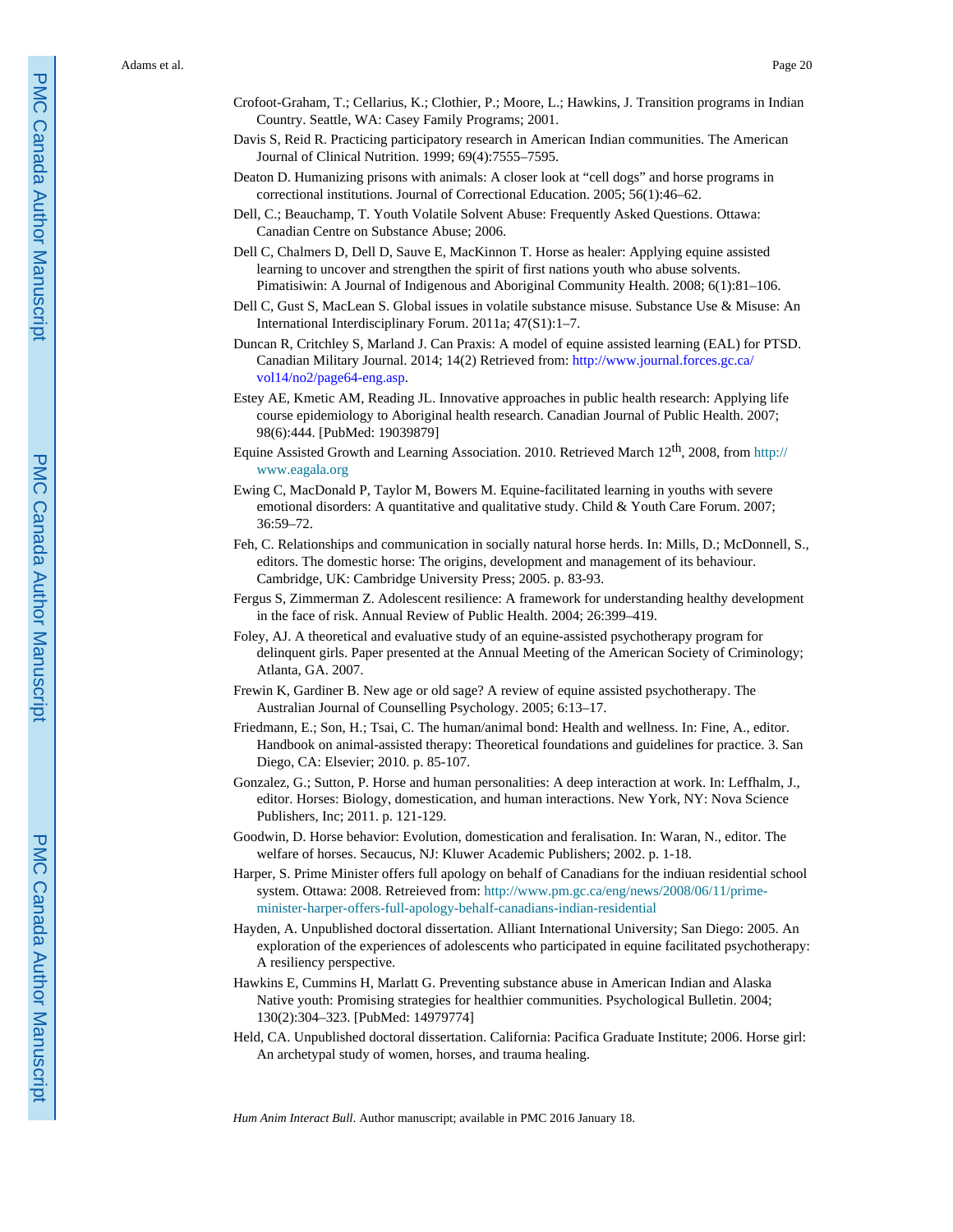Crofoot-Graham, T.; Cellarius, K.; Clothier, P.; Moore, L.; Hawkins, J. Transition programs in Indian Country. Seattle, WA: Casey Family Programs; 2001.

Davis S, Reid R. Practicing participatory research in American Indian communities. The American Journal of Clinical Nutrition. 1999; 69(4):7555–7595.

Deaton D. Humanizing prisons with animals: A closer look at "cell dogs" and horse programs in correctional institutions. Journal of Correctional Education. 2005; 56(1):46–62.

Dell, C.; Beauchamp, T. Youth Volatile Solvent Abuse: Frequently Asked Questions. Ottawa: Canadian Centre on Substance Abuse; 2006.

Dell C, Chalmers D, Dell D, Sauve E, MacKinnon T. Horse as healer: Applying equine assisted learning to uncover and strengthen the spirit of first nations youth who abuse solvents. Pimatisiwin: A Journal of Indigenous and Aboriginal Community Health. 2008; 6(1):81–106.

Dell C, Gust S, MacLean S. Global issues in volatile substance misuse. Substance Use & Misuse: An International Interdisciplinary Forum. 2011a; 47(S1):1–7.

Duncan R, Critchley S, Marland J. Can Praxis: A model of equine assisted learning (EAL) for PTSD. Canadian Military Journal. 2014; 14(2) Retrieved from: http://www.journal.forces.gc.ca/vol14/no2/page64-eng.asp.

Estey AE, Kmetic AM, Reading JL. Innovative approaches in public health research: Applying life course epidemiology to Aboriginal health research. Canadian Journal of Public Health. 2007; 98(6):444. [PubMed: 19039879]

Equine Assisted Growth and Learning Association. 2010. Retrieved March 12th, 2008, from http://www.eagala.org

Ewing C, MacDonald P, Taylor M, Bowers M. Equine-facilitated learning in youths with severe emotional disorders: A quantitative and qualitative study. Child & Youth Care Forum. 2007; 36:59–72.

Feh, C. Relationships and communication in socially natural horse herds. In: Mills, D.; McDonnell, S., editors. The domestic horse: The origins, development and management of its behaviour. Cambridge, UK: Cambridge University Press; 2005. p. 83-93.

Fergus S, Zimmerman Z. Adolescent resilience: A framework for understanding healthy development in the face of risk. Annual Review of Public Health. 2004; 26:399–419.

Foley, AJ. A theoretical and evaluative study of an equine-assisted psychotherapy program for delinquent girls. Paper presented at the Annual Meeting of the American Society of Criminology; Atlanta, GA. 2007.

Frewin K, Gardiner B. New age or old sage? A review of equine assisted psychotherapy. The Australian Journal of Counselling Psychology. 2005; 6:13–17.

Friedmann, E.; Son, H.; Tsai, C. The human/animal bond: Health and wellness. In: Fine, A., editor. Handbook on animal-assisted therapy: Theoretical foundations and guidelines for practice. 3. San Diego, CA: Elsevier; 2010. p. 85-107.

Gonzalez, G.; Sutton, P. Horse and human personalities: A deep interaction at work. In: Leffhalm, J., editor. Horses: Biology, domestication, and human interactions. New York, NY: Nova Science Publishers, Inc; 2011. p. 121-129.

Goodwin, D. Horse behavior: Evolution, domestication and feralisation. In: Waran, N., editor. The welfare of horses. Secaucus, NJ: Kluwer Academic Publishers; 2002. p. 1-18.

Harper, S. Prime Minister offers full apology on behalf of Canadians for the indiuan residential school system. Ottawa: 2008. Retreieved from: http://www.pm.gc.ca/eng/news/2008/06/11/prime-minister-harper-offers-full-apology-behalf-canadians-indian-residential

Hayden, A. Unpublished doctoral dissertation. Alliant International University; San Diego: 2005. An exploration of the experiences of adolescents who participated in equine facilitated psychotherapy: A resiliency perspective.

Hawkins E, Cummins H, Marlatt G. Preventing substance abuse in American Indian and Alaska Native youth: Promising strategies for healthier communities. Psychological Bulletin. 2004; 130(2):304–323. [PubMed: 14979774]

Held, CA. Unpublished doctoral dissertation. California: Pacifica Graduate Institute; 2006. Horse girl: An archetypal study of women, horses, and trauma healing.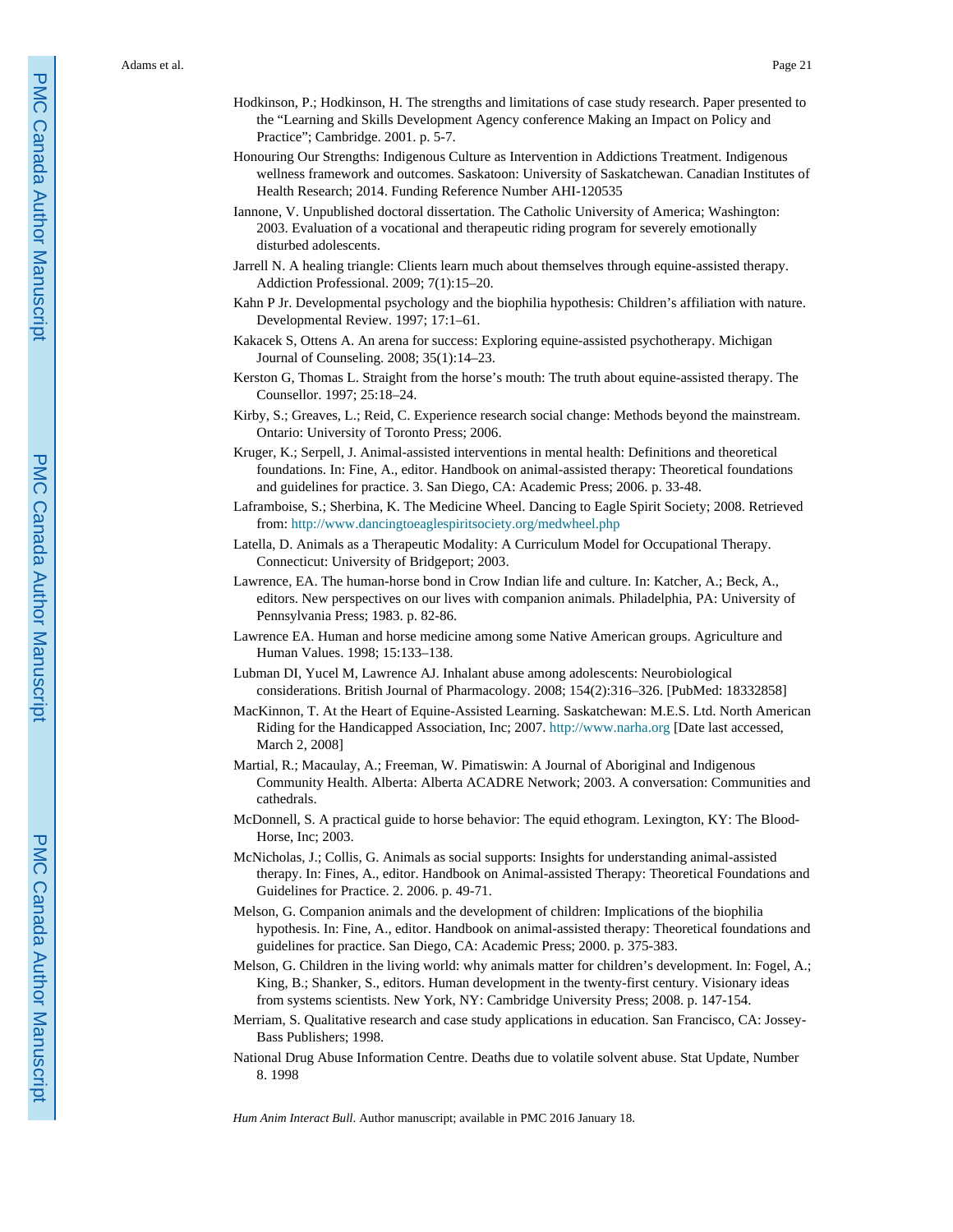Hodkinson, P.; Hodkinson, H. The strengths and limitations of case study research. Paper presented to the "Learning and Skills Development Agency conference Making an Impact on Policy and Practice"; Cambridge. 2001. p. 5-7.

Honouring Our Strengths: Indigenous Culture as Intervention in Addictions Treatment. Indigenous wellness framework and outcomes. Saskatoon: University of Saskatchewan. Canadian Institutes of Health Research; 2014. Funding Reference Number AHI-120535

Iannone, V. Unpublished doctoral dissertation. The Catholic University of America; Washington: 2003. Evaluation of a vocational and therapeutic riding program for severely emotionally disturbed adolescents.

Jarrell N. A healing triangle: Clients learn much about themselves through equine-assisted therapy. Addiction Professional. 2009; 7(1):15–20.

Kahn P Jr. Developmental psychology and the biophilia hypothesis: Children's affiliation with nature. Developmental Review. 1997; 17:1–61.

Kakacek S, Ottens A. An arena for success: Exploring equine-assisted psychotherapy. Michigan Journal of Counseling. 2008; 35(1):14–23.

Kerston G, Thomas L. Straight from the horse's mouth: The truth about equine-assisted therapy. The Counsellor. 1997; 25:18–24.

Kirby, S.; Greaves, L.; Reid, C. Experience research social change: Methods beyond the mainstream. Ontario: University of Toronto Press; 2006.

Kruger, K.; Serpell, J. Animal-assisted interventions in mental health: Definitions and theoretical foundations. In: Fine, A., editor. Handbook on animal-assisted therapy: Theoretical foundations and guidelines for practice. 3. San Diego, CA: Academic Press; 2006. p. 33-48.

Laframboise, S.; Sherbina, K. The Medicine Wheel. Dancing to Eagle Spirit Society; 2008. Retrieved from: http://www.dancingtoeaglespiritsociety.org/medwheel.php

Latella, D. Animals as a Therapeutic Modality: A Curriculum Model for Occupational Therapy. Connecticut: University of Bridgeport; 2003.

Lawrence, EA. The human-horse bond in Crow Indian life and culture. In: Katcher, A.; Beck, A., editors. New perspectives on our lives with companion animals. Philadelphia, PA: University of Pennsylvania Press; 1983. p. 82-86.

Lawrence EA. Human and horse medicine among some Native American groups. Agriculture and Human Values. 1998; 15:133–138.

Lubman DI, Yucel M, Lawrence AJ. Inhalant abuse among adolescents: Neurobiological considerations. British Journal of Pharmacology. 2008; 154(2):316–326. [PubMed: 18332858]

MacKinnon, T. At the Heart of Equine-Assisted Learning. Saskatchewan: M.E.S. Ltd. North American Riding for the Handicapped Association, Inc; 2007. http://www.narha.org [Date last accessed, March 2, 2008]

Martial, R.; Macaulay, A.; Freeman, W. Pimatiswin: A Journal of Aboriginal and Indigenous Community Health. Alberta: Alberta ACADRE Network; 2003. A conversation: Communities and cathedrals.

McDonnell, S. A practical guide to horse behavior: The equid ethogram. Lexington, KY: The Blood-Horse, Inc; 2003.

McNicholas, J.; Collis, G. Animals as social supports: Insights for understanding animal-assisted therapy. In: Fines, A., editor. Handbook on Animal-assisted Therapy: Theoretical Foundations and Guidelines for Practice. 2. 2006. p. 49-71.

Melson, G. Companion animals and the development of children: Implications of the biophilia hypothesis. In: Fine, A., editor. Handbook on animal-assisted therapy: Theoretical foundations and guidelines for practice. San Diego, CA: Academic Press; 2000. p. 375-383.

Melson, G. Children in the living world: why animals matter for children's development. In: Fogel, A.; King, B.; Shanker, S., editors. Human development in the twenty-first century. Visionary ideas from systems scientists. New York, NY: Cambridge University Press; 2008. p. 147-154.

Merriam, S. Qualitative research and case study applications in education. San Francisco, CA: Jossey-Bass Publishers; 1998.

National Drug Abuse Information Centre. Deaths due to volatile solvent abuse. Stat Update, Number 8. 1998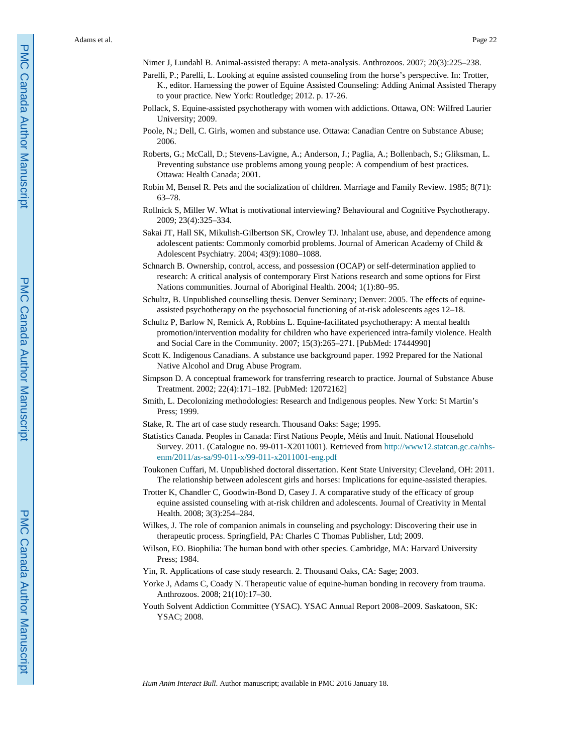Nimer J, Lundahl B. Animal-assisted therapy: A meta-analysis. Anthrozoos. 2007; 20(3):225–238.

Parelli, P.; Parelli, L. Looking at equine assisted counseling from the horse's perspective. In: Trotter, K., editor. Harnessing the power of Equine Assisted Counseling: Adding Animal Assisted Therapy to your practice. New York: Routledge; 2012. p. 17-26.

Pollack, S. Equine-assisted psychotherapy with women with addictions. Ottawa, ON: Wilfred Laurier University; 2009.

Poole, N.; Dell, C. Girls, women and substance use. Ottawa: Canadian Centre on Substance Abuse; 2006.

Roberts, G.; McCall, D.; Stevens-Lavigne, A.; Anderson, J.; Paglia, A.; Bollenbach, S.; Gliksman, L. Preventing substance use problems among young people: A compendium of best practices. Ottawa: Health Canada; 2001.

Robin M, Bensel R. Pets and the socialization of children. Marriage and Family Review. 1985; 8(71): 63–78.

Rollnick S, Miller W. What is motivational interviewing? Behavioural and Cognitive Psychotherapy. 2009; 23(4):325–334.

Sakai JT, Hall SK, Mikulish-Gilbertson SK, Crowley TJ. Inhalant use, abuse, and dependence among adolescent patients: Commonly comorbid problems. Journal of American Academy of Child & Adolescent Psychiatry. 2004; 43(9):1080–1088.

Schnarch B. Ownership, control, access, and possession (OCAP) or self-determination applied to research: A critical analysis of contemporary First Nations research and some options for First Nations communities. Journal of Aboriginal Health. 2004; 1(1):80–95.

Schultz, B. Unpublished counselling thesis. Denver Seminary; Denver: 2005. The effects of equine-assisted psychotherapy on the psychosocial functioning of at-risk adolescents ages 12–18.

Schultz P, Barlow N, Remick A, Robbins L. Equine-facilitated psychotherapy: A mental health promotion/intervention modality for children who have experienced intra-family violence. Health and Social Care in the Community. 2007; 15(3):265–271. [PubMed: 17444990]

Scott K. Indigenous Canadians. A substance use background paper. 1992 Prepared for the National Native Alcohol and Drug Abuse Program.

Simpson D. A conceptual framework for transferring research to practice. Journal of Substance Abuse Treatment. 2002; 22(4):171–182. [PubMed: 12072162]

Smith, L. Decolonizing methodologies: Research and Indigenous peoples. New York: St Martin's Press; 1999.

Stake, R. The art of case study research. Thousand Oaks: Sage; 1995.

Statistics Canada. Peoples in Canada: First Nations People, Métis and Inuit. National Household Survey. 2011. (Catalogue no. 99-011-X2011001). Retrieved from http://www12.statcan.gc.ca/nhs-enm/2011/as-sa/99-011-x/99-011-x2011001-eng.pdf

Toukonen Cuffari, M. Unpublished doctoral dissertation. Kent State University; Cleveland, OH: 2011. The relationship between adolescent girls and horses: Implications for equine-assisted therapies.

Trotter K, Chandler C, Goodwin-Bond D, Casey J. A comparative study of the efficacy of group equine assisted counseling with at-risk children and adolescents. Journal of Creativity in Mental Health. 2008; 3(3):254–284.

Wilkes, J. The role of companion animals in counseling and psychology: Discovering their use in therapeutic process. Springfield, PA: Charles C Thomas Publisher, Ltd; 2009.

Wilson, EO. Biophilia: The human bond with other species. Cambridge, MA: Harvard University Press; 1984.

Yin, R. Applications of case study research. 2. Thousand Oaks, CA: Sage; 2003.

Yorke J, Adams C, Coady N. Therapeutic value of equine-human bonding in recovery from trauma. Anthrozoos. 2008; 21(10):17–30.

Youth Solvent Addiction Committee (YSAC). YSAC Annual Report 2008–2009. Saskatoon, SK: YSAC; 2008.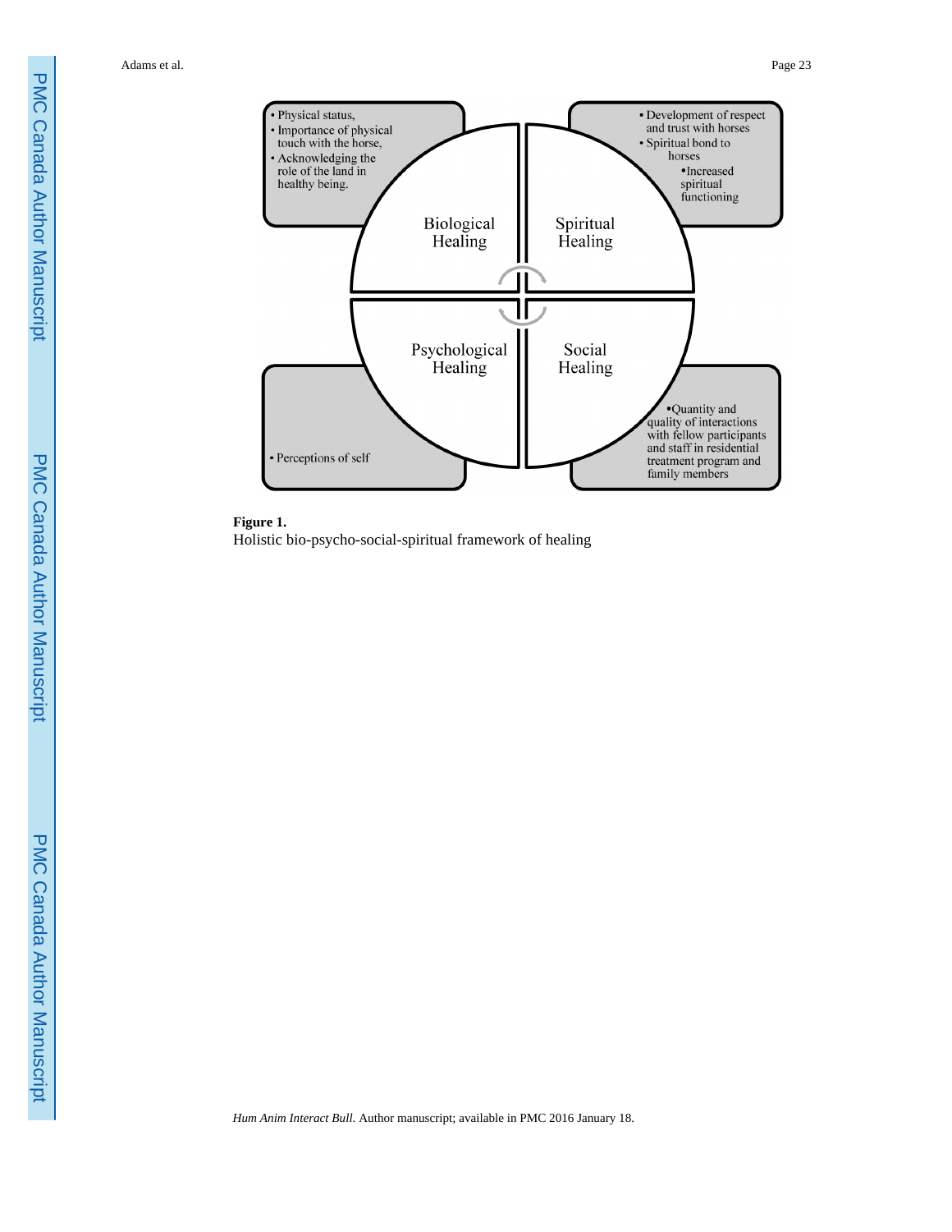**Biological Healing**

- Physical status,
- Importance of physical touch with the horse,
- Acknowledging the role of the land in healthy being.

**Spiritual Healing**

- Development of respect and trust with horses
- Spiritual bond to horses
- Increased spiritual functioning

**Psychological Healing**

- Perceptions of self

**Social Healing**

- Quantity and quality of interactions with fellow participants and staff in residential treatment program and family members

**Figure 1.**

Holistic bio-psycho-social-spiritual framework of healing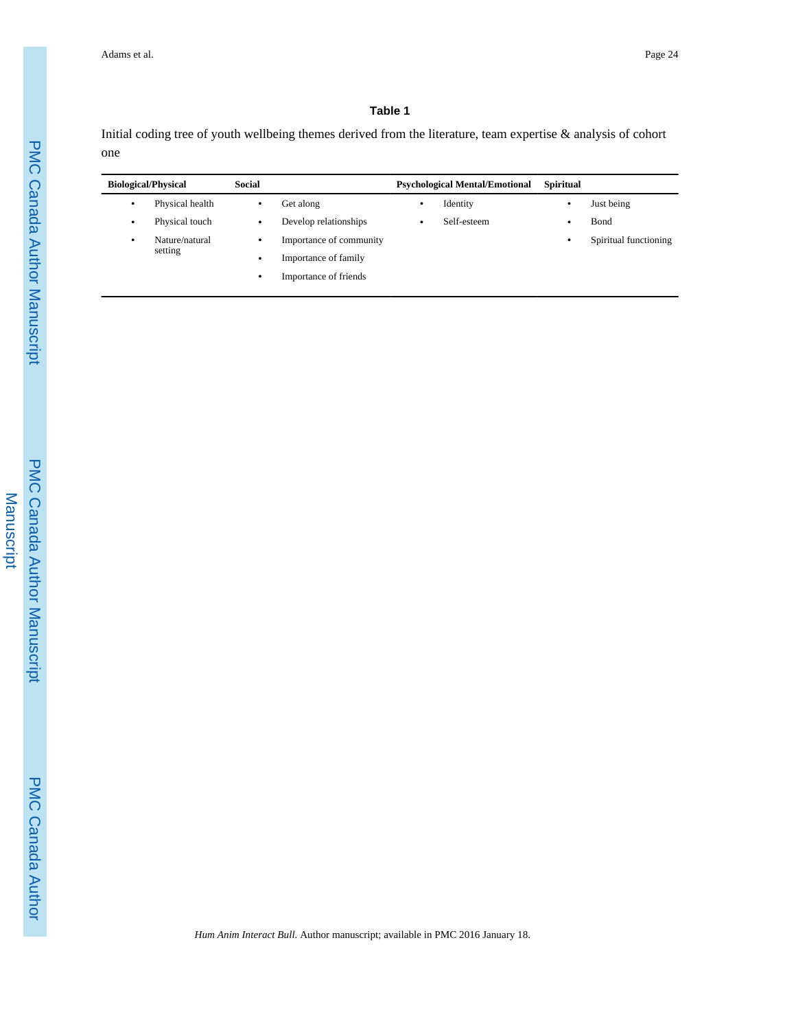**Table 1**

Initial coding tree of youth wellbeing themes derived from the literature, team expertise & analysis of cohort one

| Biological/Physical | Social | Psychological Mental/Emotional | Spiritual |
|---|---|---|---|
| • Physical health | • Get along | • Identity | • Just being |
| • Physical touch | • Develop relationships | • Self-esteem | • Bond |
| • Nature/natural setting | • Importance of community | | • Spiritual functioning |
| | • Importance of family | | |
| | • Importance of friends | | |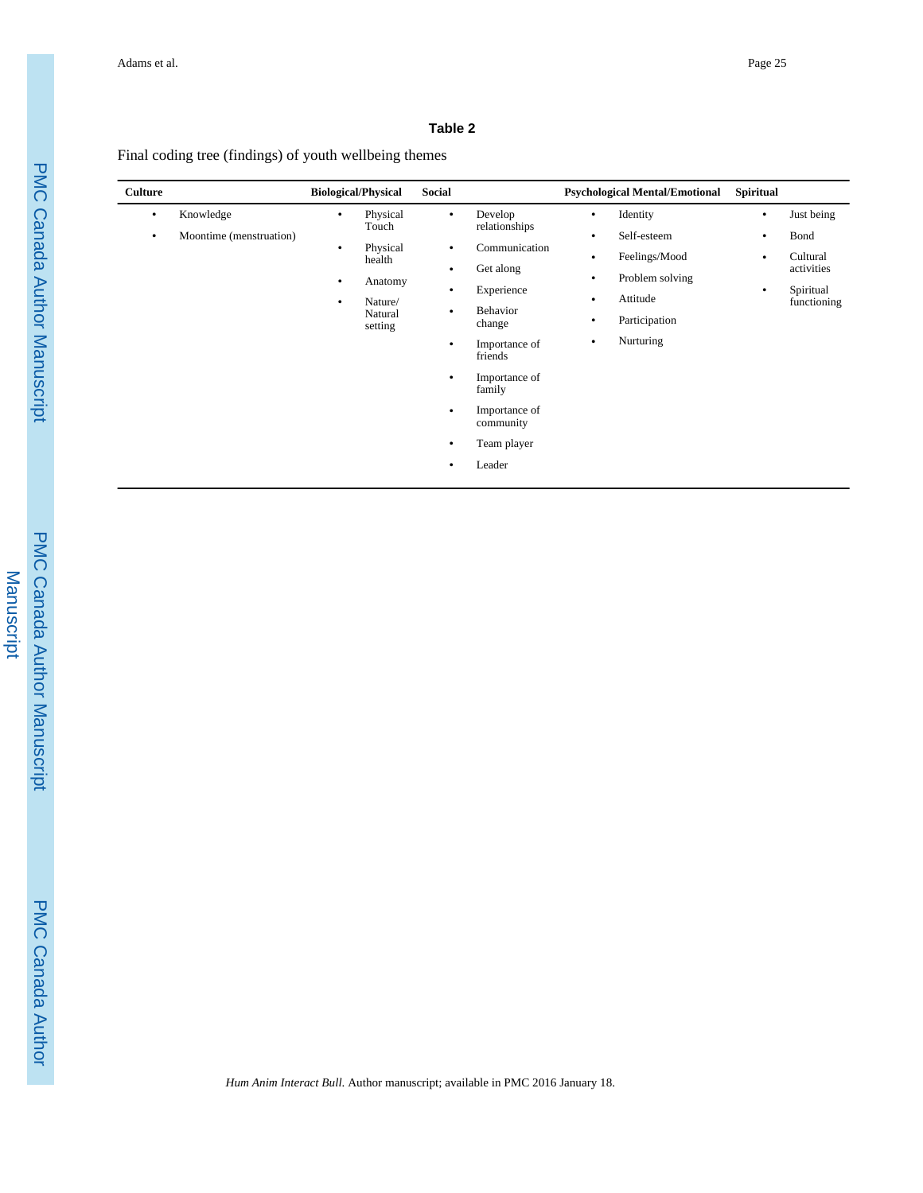**Table 2**

Final coding tree (findings) of youth wellbeing themes

| Culture | Biological/Physical | Social | Psychological Mental/Emotional | Spiritual |
|---|---|---|---|---|
| • Knowledge | • Physical Touch | • Develop relationships | • Identity | • Just being |
| • Moontime (menstruation) | • Physical health | • Communication | • Self-esteem | • Bond |
| | • Anatomy | • Get along | • Feelings/Mood | • Cultural activities |
| | • Nature/ Natural setting | • Experience | • Problem solving | • Spiritual functioning |
| | | • Behavior change | • Attitude | |
| | | • Importance of friends | • Participation | |
| | | • Importance of family | • Nurturing | |
| | | • Importance of community | | |
| | | • Team player | | |
| | | • Leader | | |